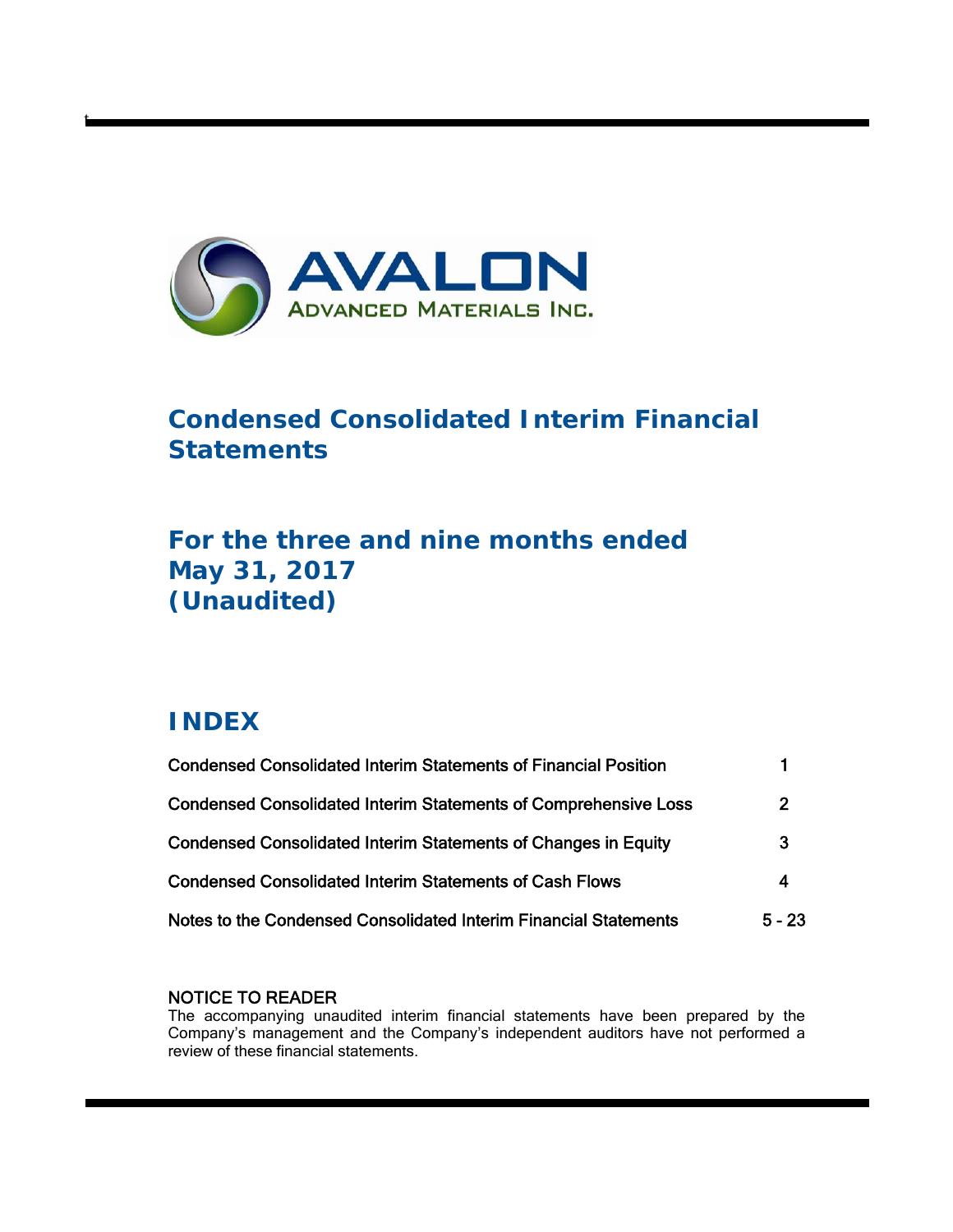AVALON
ADVANCED MATERIALS INC.

# Condensed Consolidated Interim Financial Statements

## For the three and nine months ended May 31, 2017 (Unaudited)

## INDEX

| | |
|---|---|
| Condensed Consolidated Interim Statements of Financial Position | 1 |
| Condensed Consolidated Interim Statements of Comprehensive Loss | 2 |
| Condensed Consolidated Interim Statements of Changes in Equity | 3 |
| Condensed Consolidated Interim Statements of Cash Flows | 4 |
| Notes to the Condensed Consolidated Interim Financial Statements | 5 - 23 |

NOTICE TO READER
The accompanying unaudited interim financial statements have been prepared by the Company's management and the Company's independent auditors have not performed a review of these financial statements.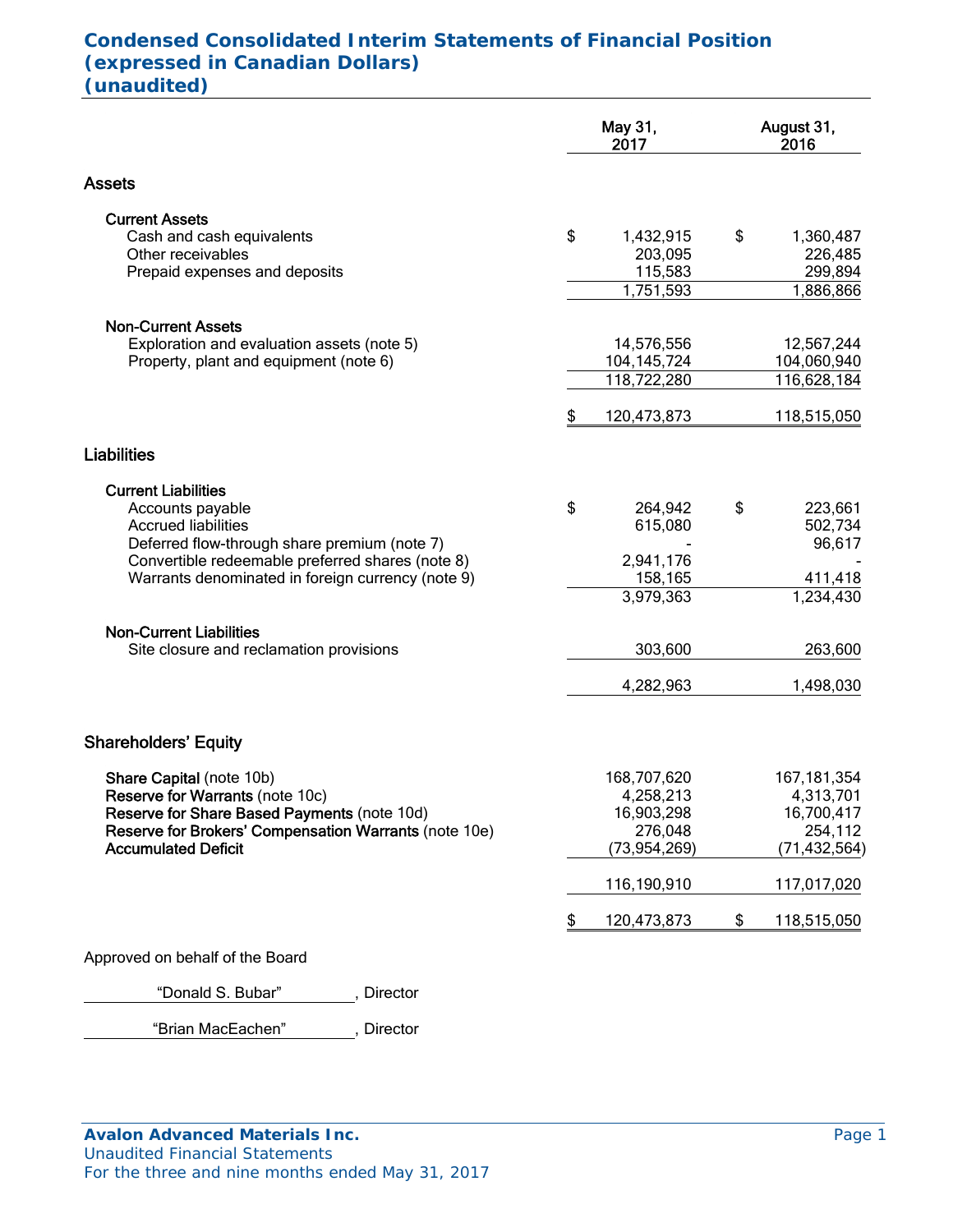# Condensed Consolidated Interim Statements of Financial Position (expressed in Canadian Dollars) (unaudited)

| | May 31, 2017 | August 31, 2016 |
|---|---|---|
| **Assets** | | |
| **Current Assets** | | |
| Cash and cash equivalents | $ 1,432,915 | $ 1,360,487 |
| Other receivables | 203,095 | 226,485 |
| Prepaid expenses and deposits | 115,583 | 299,894 |
| | 1,751,593 | 1,886,866 |
| **Non-Current Assets** | | |
| Exploration and evaluation assets (note 5) | 14,576,556 | 12,567,244 |
| Property, plant and equipment (note 6) | 104,145,724 | 104,060,940 |
| | 118,722,280 | 116,628,184 |
| | $ 120,473,873 | 118,515,050 |
| **Liabilities** | | |
| **Current Liabilities** | | |
| Accounts payable | $ 264,942 | $ 223,661 |
| Accrued liabilities | 615,080 | 502,734 |
| Deferred flow-through share premium (note 7) | - | 96,617 |
| Convertible redeemable preferred shares (note 8) | 2,941,176 | - |
| Warrants denominated in foreign currency (note 9) | 158,165 | 411,418 |
| | 3,979,363 | 1,234,430 |
| **Non-Current Liabilities** | | |
| Site closure and reclamation provisions | 303,600 | 263,600 |
| | 4,282,963 | 1,498,030 |
| **Shareholders' Equity** | | |
| **Share Capital** (note 10b) | 168,707,620 | 167,181,354 |
| **Reserve for Warrants** (note 10c) | 4,258,213 | 4,313,701 |
| **Reserve for Share Based Payments** (note 10d) | 16,903,298 | 16,700,417 |
| **Reserve for Brokers' Compensation Warrants** (note 10e) | 276,048 | 254,112 |
| **Accumulated Deficit** | (73,954,269) | (71,432,564) |
| | 116,190,910 | 117,017,020 |
| | $ 120,473,873 | $ 118,515,050 |

Approved on behalf of the Board

"Donald S. Bubar", Director

"Brian MacEachen", Director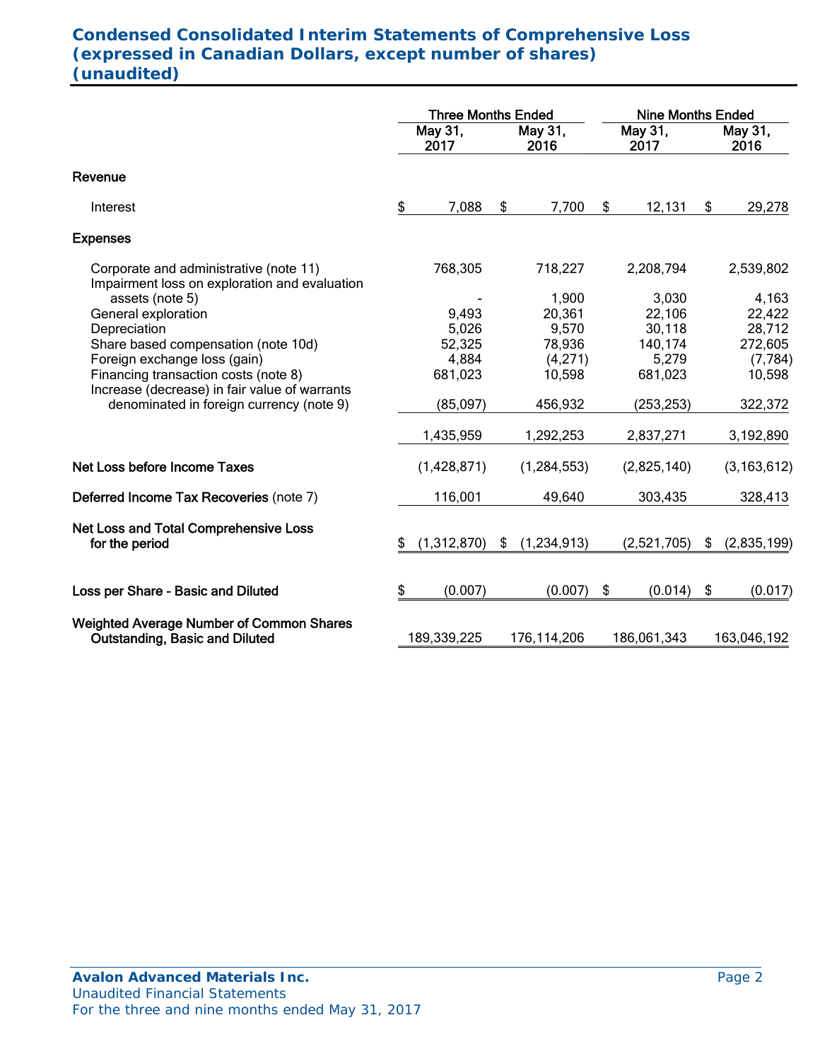# Condensed Consolidated Interim Statements of Comprehensive Loss (expressed in Canadian Dollars, except number of shares) (unaudited)

| | Three Months Ended | | Nine Months Ended | |
|---|---|---|---|---|
| | May 31, 2017 | May 31, 2016 | May 31, 2017 | May 31, 2016 |
| **Revenue** | | | | |
| Interest | $ 7,088 | $ 7,700 | $ 12,131 | $ 29,278 |
| **Expenses** | | | | |
| Corporate and administrative (note 11) | 768,305 | 718,227 | 2,208,794 | 2,539,802 |
| Impairment loss on exploration and evaluation assets (note 5) | - | 1,900 | 3,030 | 4,163 |
| General exploration | 9,493 | 20,361 | 22,106 | 22,422 |
| Depreciation | 5,026 | 9,570 | 30,118 | 28,712 |
| Share based compensation (note 10d) | 52,325 | 78,936 | 140,174 | 272,605 |
| Foreign exchange loss (gain) | 4,884 | (4,271) | 5,279 | (7,784) |
| Financing transaction costs (note 8) | 681,023 | 10,598 | 681,023 | 10,598 |
| Increase (decrease) in fair value of warrants denominated in foreign currency (note 9) | (85,097) | 456,932 | (253,253) | 322,372 |
| | 1,435,959 | 1,292,253 | 2,837,271 | 3,192,890 |
| **Net Loss before Income Taxes** | (1,428,871) | (1,284,553) | (2,825,140) | (3,163,612) |
| **Deferred Income Tax Recoveries** (note 7) | 116,001 | 49,640 | 303,435 | 328,413 |
| **Net Loss and Total Comprehensive Loss for the period** | $ (1,312,870) | $ (1,234,913) | (2,521,705) | $ (2,835,199) |
| **Loss per Share - Basic and Diluted** | $ (0.007) | (0.007) | $ (0.014) | $ (0.017) |
| **Weighted Average Number of Common Shares Outstanding, Basic and Diluted** | 189,339,225 | 176,114,206 | 186,061,343 | 163,046,192 |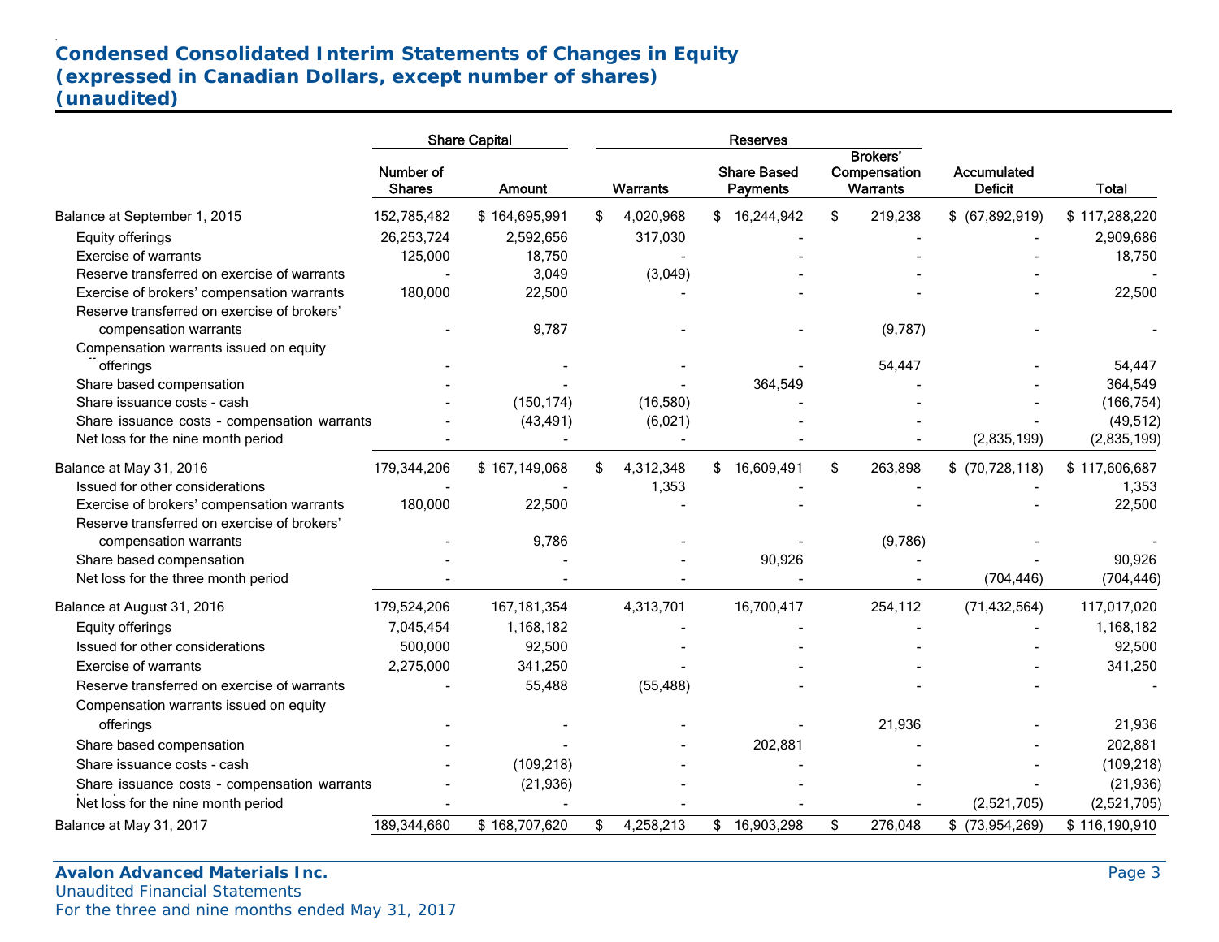## Condensed Consolidated Interim Statements of Changes in Equity
## (expressed in Canadian Dollars, except number of shares)
## (unaudited)

| | Share Capital | | Reserves | | | | |
|---|---|---|---|---|---|---|---|
| | Number of Shares | Amount | Warrants | Share Based Payments | Brokers' Compensation Warrants | Accumulated Deficit | Total |
| Balance at September 1, 2015 | 152,785,482 | $ 164,695,991 | $ 4,020,968 | $ 16,244,942 | $ 219,238 | $ (67,892,919) | $ 117,288,220 |
| Equity offerings | 26,253,724 | 2,592,656 | 317,030 | - | - | - | 2,909,686 |
| Exercise of warrants | 125,000 | 18,750 | - | - | - | - | 18,750 |
| Reserve transferred on exercise of warrants | - | 3,049 | (3,049) | - | - | - | - |
| Exercise of brokers' compensation warrants | 180,000 | 22,500 | - | - | - | - | 22,500 |
| Reserve transferred on exercise of brokers' compensation warrants | - | 9,787 | - | - | (9,787) | - | - |
| Compensation warrants issued on equity offerings | - | - | - | - | 54,447 | - | 54,447 |
| Share based compensation | - | - | - | 364,549 | - | - | 364,549 |
| Share issuance costs - cash | - | (150,174) | (16,580) | - | - | - | (166,754) |
| Share issuance costs - compensation warrants | - | (43,491) | (6,021) | - | - | - | (49,512) |
| Net loss for the nine month period | - | - | - | - | - | (2,835,199) | (2,835,199) |
| Balance at May 31, 2016 | 179,344,206 | $ 167,149,068 | $ 4,312,348 | $ 16,609,491 | $ 263,898 | $ (70,728,118) | $ 117,606,687 |
| Issued for other considerations | - | - | 1,353 | - | - | - | 1,353 |
| Exercise of brokers' compensation warrants | 180,000 | 22,500 | - | - | - | - | 22,500 |
| Reserve transferred on exercise of brokers' compensation warrants | - | 9,786 | - | - | (9,786) | - | - |
| Share based compensation | - | - | - | 90,926 | - | - | 90,926 |
| Net loss for the three month period | - | - | - | - | - | (704,446) | (704,446) |
| Balance at August 31, 2016 | 179,524,206 | 167,181,354 | 4,313,701 | 16,700,417 | 254,112 | (71,432,564) | 117,017,020 |
| Equity offerings | 7,045,454 | 1,168,182 | - | - | - | - | 1,168,182 |
| Issued for other considerations | 500,000 | 92,500 | - | - | - | - | 92,500 |
| Exercise of warrants | 2,275,000 | 341,250 | - | - | - | - | 341,250 |
| Reserve transferred on exercise of warrants | - | 55,488 | (55,488) | - | - | - | - |
| Compensation warrants issued on equity offerings | - | - | - | - | 21,936 | - | 21,936 |
| Share based compensation | - | - | - | 202,881 | - | - | 202,881 |
| Share issuance costs - cash | - | (109,218) | - | - | - | - | (109,218) |
| Share issuance costs - compensation warrants | - | (21,936) | - | - | - | - | (21,936) |
| Net loss for the nine month period | - | - | - | - | - | (2,521,705) | (2,521,705) |
| Balance at May 31, 2017 | 189,344,660 | $ 168,707,620 | $ 4,258,213 | $ 16,903,298 | $ 276,048 | $ (73,954,269) | $ 116,190,910 |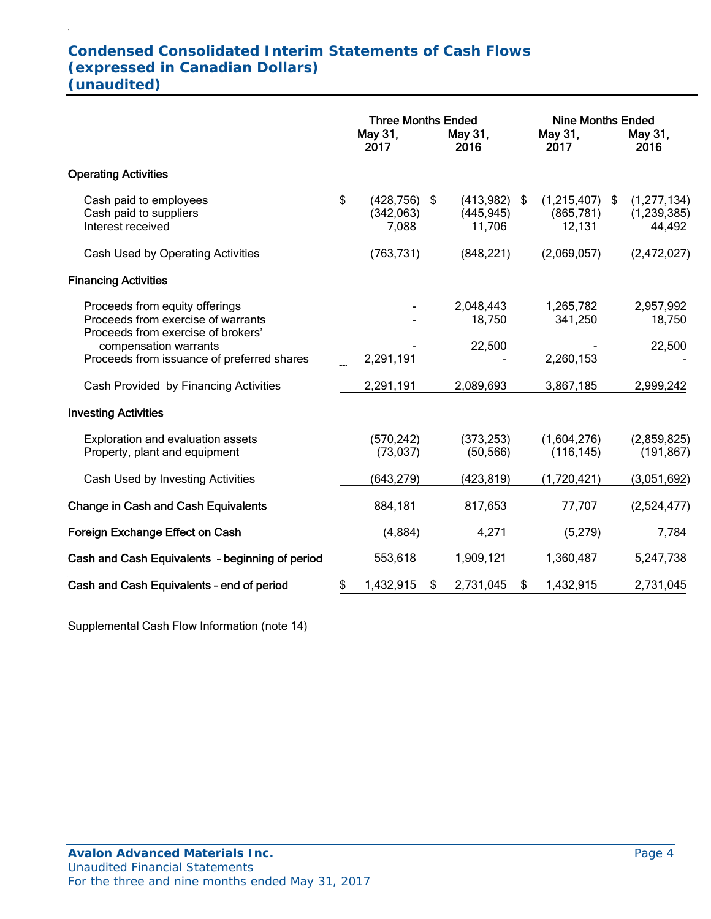# Condensed Consolidated Interim Statements of Cash Flows
## (expressed in Canadian Dollars)
## (unaudited)

| | Three Months Ended | | Nine Months Ended | |
|---|---|---|---|---|
| | May 31, 2017 | May 31, 2016 | May 31, 2017 | May 31, 2016 |
| **Operating Activities** | | | | |
| Cash paid to employees | $ (428,756) | $ (413,982) | $ (1,215,407) | $ (1,277,134) |
| Cash paid to suppliers | (342,063) | (445,945) | (865,781) | (1,239,385) |
| Interest received | 7,088 | 11,706 | 12,131 | 44,492 |
| Cash Used by Operating Activities | (763,731) | (848,221) | (2,069,057) | (2,472,027) |
| **Financing Activities** | | | | |
| Proceeds from equity offerings | - | 2,048,443 | 1,265,782 | 2,957,992 |
| Proceeds from exercise of warrants | - | 18,750 | 341,250 | 18,750 |
| Proceeds from exercise of brokers' compensation warrants | - | 22,500 | - | 22,500 |
| Proceeds from issuance of preferred shares | 2,291,191 | - | 2,260,153 | - |
| Cash Provided by Financing Activities | 2,291,191 | 2,089,693 | 3,867,185 | 2,999,242 |
| **Investing Activities** | | | | |
| Exploration and evaluation assets | (570,242) | (373,253) | (1,604,276) | (2,859,825) |
| Property, plant and equipment | (73,037) | (50,566) | (116,145) | (191,867) |
| Cash Used by Investing Activities | (643,279) | (423,819) | (1,720,421) | (3,051,692) |
| **Change in Cash and Cash Equivalents** | 884,181 | 817,653 | 77,707 | (2,524,477) |
| **Foreign Exchange Effect on Cash** | (4,884) | 4,271 | (5,279) | 7,784 |
| **Cash and Cash Equivalents - beginning of period** | 553,618 | 1,909,121 | 1,360,487 | 5,247,738 |
| **Cash and Cash Equivalents – end of period** | $ 1,432,915 | $ 2,731,045 | $ 1,432,915 | 2,731,045 |

Supplemental Cash Flow Information (note 14)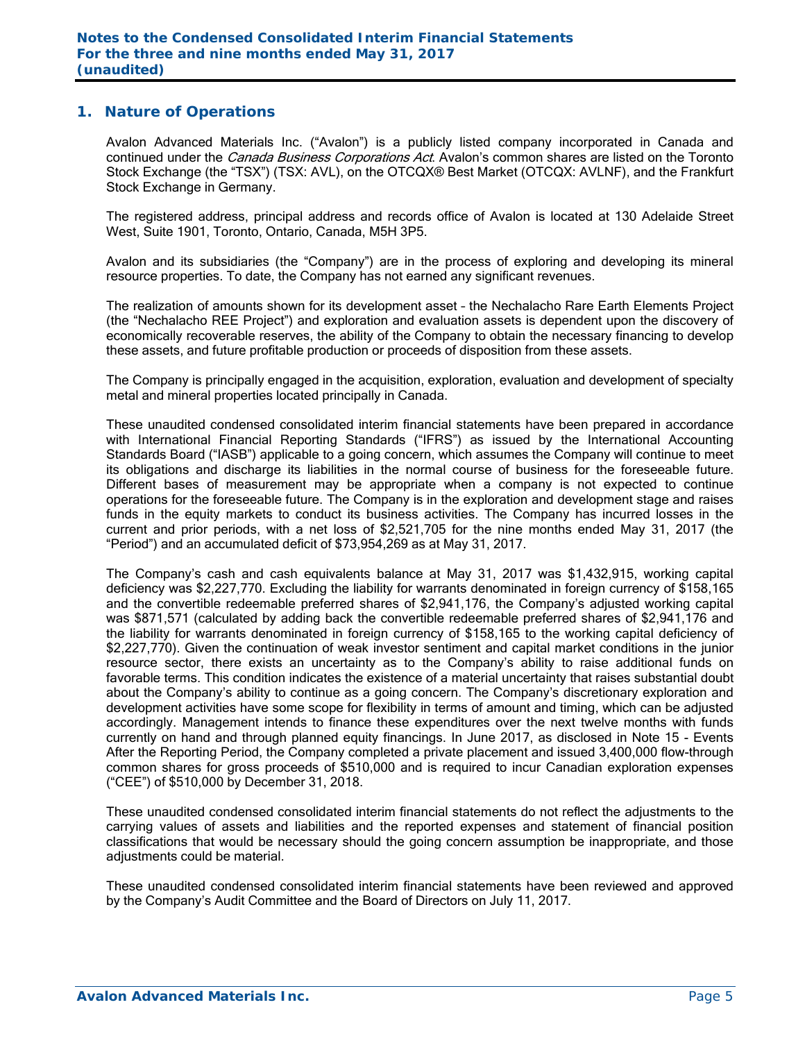## 1. Nature of Operations

Avalon Advanced Materials Inc. ("Avalon") is a publicly listed company incorporated in Canada and continued under the *Canada Business Corporations Act*. Avalon's common shares are listed on the Toronto Stock Exchange (the "TSX") (TSX: AVL), on the OTCQX® Best Market (OTCQX: AVLNF), and the Frankfurt Stock Exchange in Germany.

The registered address, principal address and records office of Avalon is located at 130 Adelaide Street West, Suite 1901, Toronto, Ontario, Canada, M5H 3P5.

Avalon and its subsidiaries (the "Company") are in the process of exploring and developing its mineral resource properties. To date, the Company has not earned any significant revenues.

The realization of amounts shown for its development asset – the Nechalacho Rare Earth Elements Project (the "Nechalacho REE Project") and exploration and evaluation assets is dependent upon the discovery of economically recoverable reserves, the ability of the Company to obtain the necessary financing to develop these assets, and future profitable production or proceeds of disposition from these assets.

The Company is principally engaged in the acquisition, exploration, evaluation and development of specialty metal and mineral properties located principally in Canada.

These unaudited condensed consolidated interim financial statements have been prepared in accordance with International Financial Reporting Standards ("IFRS") as issued by the International Accounting Standards Board ("IASB") applicable to a going concern, which assumes the Company will continue to meet its obligations and discharge its liabilities in the normal course of business for the foreseeable future. Different bases of measurement may be appropriate when a company is not expected to continue operations for the foreseeable future. The Company is in the exploration and development stage and raises funds in the equity markets to conduct its business activities. The Company has incurred losses in the current and prior periods, with a net loss of $2,521,705 for the nine months ended May 31, 2017 (the "Period") and an accumulated deficit of $73,954,269 as at May 31, 2017.

The Company's cash and cash equivalents balance at May 31, 2017 was $1,432,915, working capital deficiency was $2,227,770. Excluding the liability for warrants denominated in foreign currency of $158,165 and the convertible redeemable preferred shares of $2,941,176, the Company's adjusted working capital was $871,571 (calculated by adding back the convertible redeemable preferred shares of $2,941,176 and the liability for warrants denominated in foreign currency of $158,165 to the working capital deficiency of $2,227,770). Given the continuation of weak investor sentiment and capital market conditions in the junior resource sector, there exists an uncertainty as to the Company's ability to raise additional funds on favorable terms. This condition indicates the existence of a material uncertainty that raises substantial doubt about the Company's ability to continue as a going concern. The Company's discretionary exploration and development activities have some scope for flexibility in terms of amount and timing, which can be adjusted accordingly. Management intends to finance these expenditures over the next twelve months with funds currently on hand and through planned equity financings. In June 2017, as disclosed in Note 15 - Events After the Reporting Period, the Company completed a private placement and issued 3,400,000 flow-through common shares for gross proceeds of $510,000 and is required to incur Canadian exploration expenses ("CEE") of $510,000 by December 31, 2018.

These unaudited condensed consolidated interim financial statements do not reflect the adjustments to the carrying values of assets and liabilities and the reported expenses and statement of financial position classifications that would be necessary should the going concern assumption be inappropriate, and those adjustments could be material.

These unaudited condensed consolidated interim financial statements have been reviewed and approved by the Company's Audit Committee and the Board of Directors on July 11, 2017.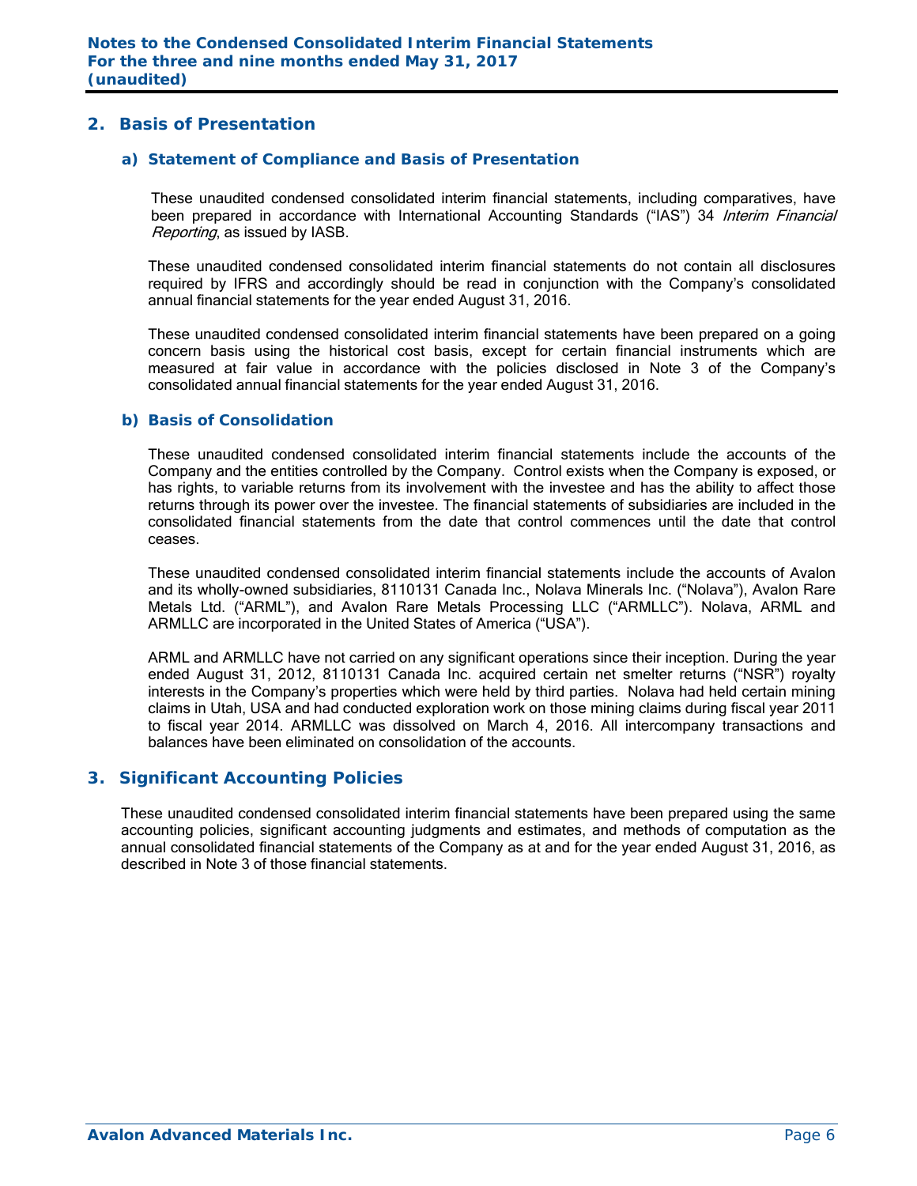## 2. Basis of Presentation

### a) Statement of Compliance and Basis of Presentation

These unaudited condensed consolidated interim financial statements, including comparatives, have been prepared in accordance with International Accounting Standards ("IAS") 34 *Interim Financial Reporting*, as issued by IASB.

These unaudited condensed consolidated interim financial statements do not contain all disclosures required by IFRS and accordingly should be read in conjunction with the Company's consolidated annual financial statements for the year ended August 31, 2016.

These unaudited condensed consolidated interim financial statements have been prepared on a going concern basis using the historical cost basis, except for certain financial instruments which are measured at fair value in accordance with the policies disclosed in Note 3 of the Company's consolidated annual financial statements for the year ended August 31, 2016.

### b) Basis of Consolidation

These unaudited condensed consolidated interim financial statements include the accounts of the Company and the entities controlled by the Company. Control exists when the Company is exposed, or has rights, to variable returns from its involvement with the investee and has the ability to affect those returns through its power over the investee. The financial statements of subsidiaries are included in the consolidated financial statements from the date that control commences until the date that control ceases.

These unaudited condensed consolidated interim financial statements include the accounts of Avalon and its wholly-owned subsidiaries, 8110131 Canada Inc., Nolava Minerals Inc. ("Nolava"), Avalon Rare Metals Ltd. ("ARML"), and Avalon Rare Metals Processing LLC ("ARMLLC"). Nolava, ARML and ARMLLC are incorporated in the United States of America ("USA").

ARML and ARMLLC have not carried on any significant operations since their inception. During the year ended August 31, 2012, 8110131 Canada Inc. acquired certain net smelter returns ("NSR") royalty interests in the Company's properties which were held by third parties. Nolava had held certain mining claims in Utah, USA and had conducted exploration work on those mining claims during fiscal year 2011 to fiscal year 2014. ARMLLC was dissolved on March 4, 2016. All intercompany transactions and balances have been eliminated on consolidation of the accounts.

## 3. Significant Accounting Policies

These unaudited condensed consolidated interim financial statements have been prepared using the same accounting policies, significant accounting judgments and estimates, and methods of computation as the annual consolidated financial statements of the Company as at and for the year ended August 31, 2016, as described in Note 3 of those financial statements.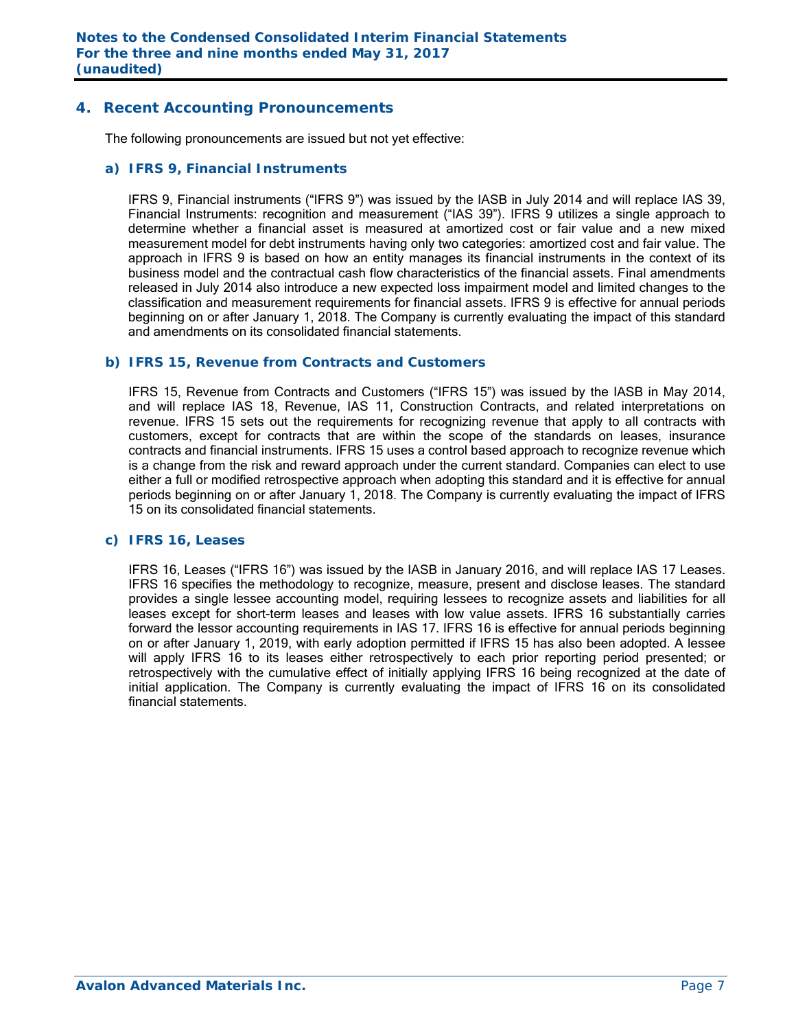## 4. Recent Accounting Pronouncements

The following pronouncements are issued but not yet effective:

### a) IFRS 9, Financial Instruments

IFRS 9, Financial instruments ("IFRS 9") was issued by the IASB in July 2014 and will replace IAS 39, Financial Instruments: recognition and measurement ("IAS 39"). IFRS 9 utilizes a single approach to determine whether a financial asset is measured at amortized cost or fair value and a new mixed measurement model for debt instruments having only two categories: amortized cost and fair value. The approach in IFRS 9 is based on how an entity manages its financial instruments in the context of its business model and the contractual cash flow characteristics of the financial assets. Final amendments released in July 2014 also introduce a new expected loss impairment model and limited changes to the classification and measurement requirements for financial assets. IFRS 9 is effective for annual periods beginning on or after January 1, 2018. The Company is currently evaluating the impact of this standard and amendments on its consolidated financial statements.

### b) IFRS 15, Revenue from Contracts and Customers

IFRS 15, Revenue from Contracts and Customers ("IFRS 15") was issued by the IASB in May 2014, and will replace IAS 18, Revenue, IAS 11, Construction Contracts, and related interpretations on revenue. IFRS 15 sets out the requirements for recognizing revenue that apply to all contracts with customers, except for contracts that are within the scope of the standards on leases, insurance contracts and financial instruments. IFRS 15 uses a control based approach to recognize revenue which is a change from the risk and reward approach under the current standard. Companies can elect to use either a full or modified retrospective approach when adopting this standard and it is effective for annual periods beginning on or after January 1, 2018. The Company is currently evaluating the impact of IFRS 15 on its consolidated financial statements.

### c) IFRS 16, Leases

IFRS 16, Leases ("IFRS 16") was issued by the IASB in January 2016, and will replace IAS 17 Leases. IFRS 16 specifies the methodology to recognize, measure, present and disclose leases. The standard provides a single lessee accounting model, requiring lessees to recognize assets and liabilities for all leases except for short-term leases and leases with low value assets. IFRS 16 substantially carries forward the lessor accounting requirements in IAS 17. IFRS 16 is effective for annual periods beginning on or after January 1, 2019, with early adoption permitted if IFRS 15 has also been adopted. A lessee will apply IFRS 16 to its leases either retrospectively to each prior reporting period presented; or retrospectively with the cumulative effect of initially applying IFRS 16 being recognized at the date of initial application. The Company is currently evaluating the impact of IFRS 16 on its consolidated financial statements.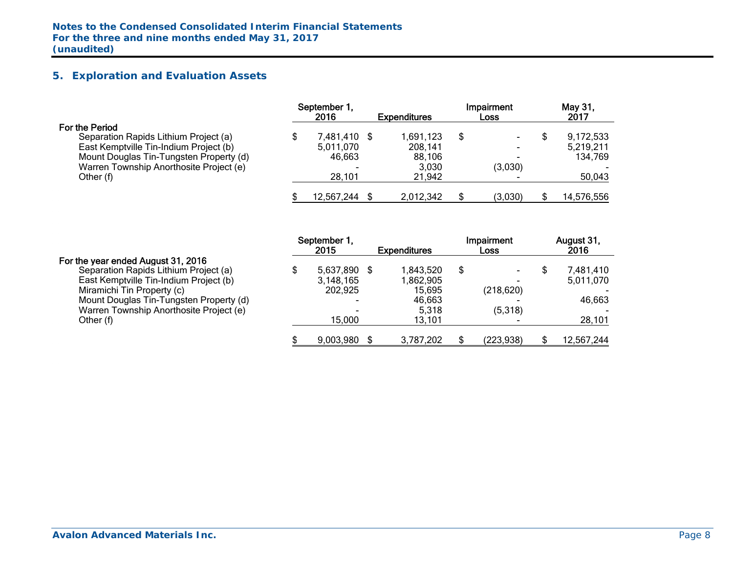## 5. Exploration and Evaluation Assets

| | September 1, 2016 | Expenditures | Impairment Loss | May 31, 2017 |
|---|---|---|---|---|
| **For the Period** | | | | |
| Separation Rapids Lithium Project (a) | $ 7,481,410 | $ 1,691,123 | $ - | $ 9,172,533 |
| East Kemptville Tin-Indium Project (b) | 5,011,070 | 208,141 | - | 5,219,211 |
| Mount Douglas Tin-Tungsten Property (d) | 46,663 | 88,106 | - | 134,769 |
| Warren Township Anorthosite Project (e) | - | 3,030 | (3,030) | - |
| Other (f) | 28,101 | 21,942 | - | 50,043 |
| | $ 12,567,244 | $ 2,012,342 | $ (3,030) | $ 14,576,556 |

| | September 1, 2015 | Expenditures | Impairment Loss | August 31, 2016 |
|---|---|---|---|---|
| **For the year ended August 31, 2016** | | | | |
| Separation Rapids Lithium Project (a) | $ 5,637,890 | $ 1,843,520 | $ - | $ 7,481,410 |
| East Kemptville Tin-Indium Project (b) | 3,148,165 | 1,862,905 | - | 5,011,070 |
| Miramichi Tin Property (c) | 202,925 | 15,695 | (218,620) | - |
| Mount Douglas Tin-Tungsten Property (d) | - | 46,663 | - | 46,663 |
| Warren Township Anorthosite Project (e) | - | 5,318 | (5,318) | - |
| Other (f) | 15,000 | 13,101 | - | 28,101 |
| | $ 9,003,980 | $ 3,787,202 | $ (223,938) | $ 12,567,244 |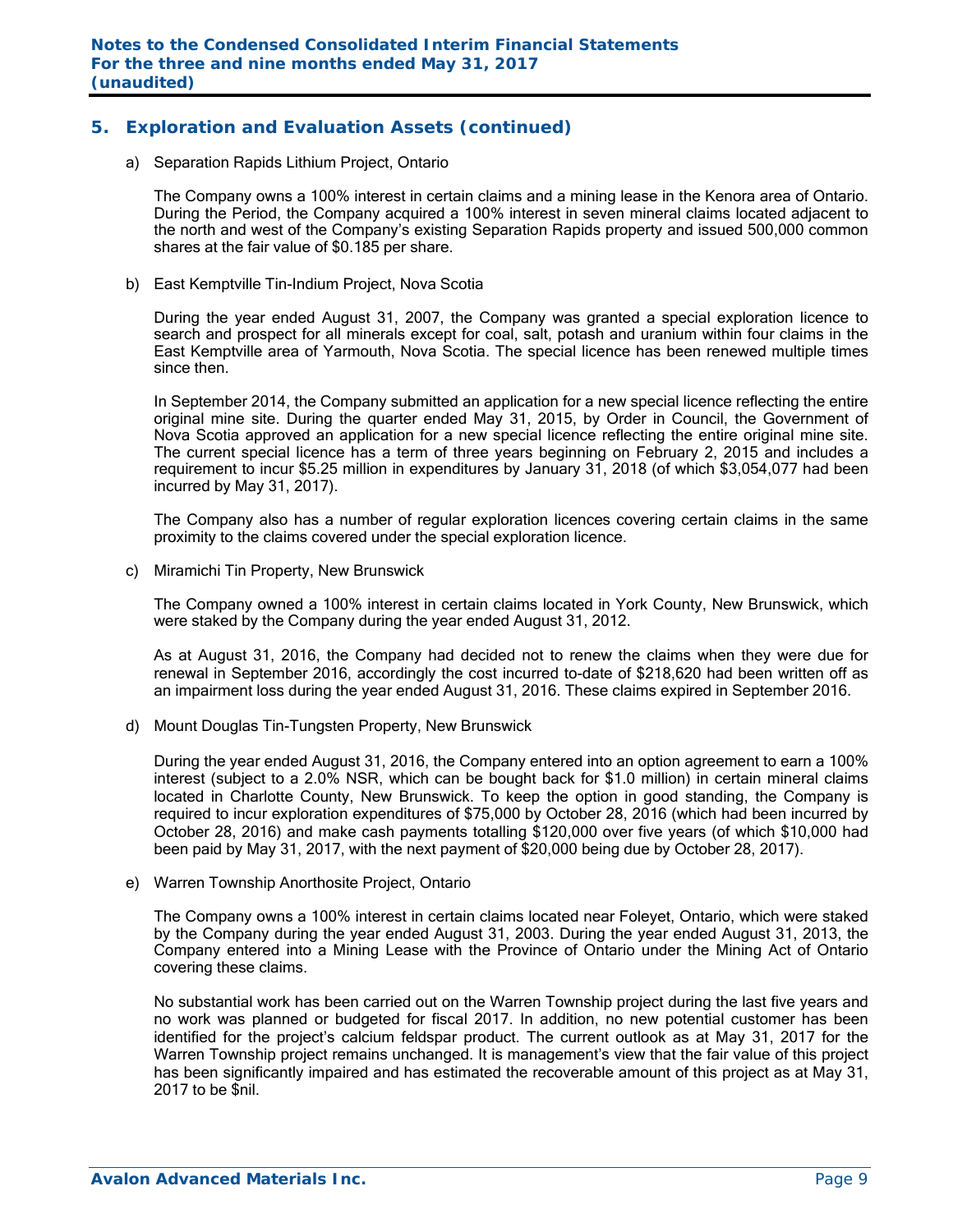## 5. Exploration and Evaluation Assets (continued)

a) Separation Rapids Lithium Project, Ontario

The Company owns a 100% interest in certain claims and a mining lease in the Kenora area of Ontario. During the Period, the Company acquired a 100% interest in seven mineral claims located adjacent to the north and west of the Company's existing Separation Rapids property and issued 500,000 common shares at the fair value of $0.185 per share.

b) East Kemptville Tin-Indium Project, Nova Scotia

During the year ended August 31, 2007, the Company was granted a special exploration licence to search and prospect for all minerals except for coal, salt, potash and uranium within four claims in the East Kemptville area of Yarmouth, Nova Scotia. The special licence has been renewed multiple times since then.

In September 2014, the Company submitted an application for a new special licence reflecting the entire original mine site. During the quarter ended May 31, 2015, by Order in Council, the Government of Nova Scotia approved an application for a new special licence reflecting the entire original mine site. The current special licence has a term of three years beginning on February 2, 2015 and includes a requirement to incur $5.25 million in expenditures by January 31, 2018 (of which $3,054,077 had been incurred by May 31, 2017).

The Company also has a number of regular exploration licences covering certain claims in the same proximity to the claims covered under the special exploration licence.

c) Miramichi Tin Property, New Brunswick

The Company owned a 100% interest in certain claims located in York County, New Brunswick, which were staked by the Company during the year ended August 31, 2012.

As at August 31, 2016, the Company had decided not to renew the claims when they were due for renewal in September 2016, accordingly the cost incurred to-date of $218,620 had been written off as an impairment loss during the year ended August 31, 2016. These claims expired in September 2016.

d) Mount Douglas Tin-Tungsten Property, New Brunswick

During the year ended August 31, 2016, the Company entered into an option agreement to earn a 100% interest (subject to a 2.0% NSR, which can be bought back for $1.0 million) in certain mineral claims located in Charlotte County, New Brunswick. To keep the option in good standing, the Company is required to incur exploration expenditures of $75,000 by October 28, 2016 (which had been incurred by October 28, 2016) and make cash payments totalling $120,000 over five years (of which $10,000 had been paid by May 31, 2017, with the next payment of $20,000 being due by October 28, 2017).

e) Warren Township Anorthosite Project, Ontario

The Company owns a 100% interest in certain claims located near Foleyet, Ontario, which were staked by the Company during the year ended August 31, 2003. During the year ended August 31, 2013, the Company entered into a Mining Lease with the Province of Ontario under the Mining Act of Ontario covering these claims.

No substantial work has been carried out on the Warren Township project during the last five years and no work was planned or budgeted for fiscal 2017. In addition, no new potential customer has been identified for the project's calcium feldspar product. The current outlook as at May 31, 2017 for the Warren Township project remains unchanged. It is management's view that the fair value of this project has been significantly impaired and has estimated the recoverable amount of this project as at May 31, 2017 to be $nil.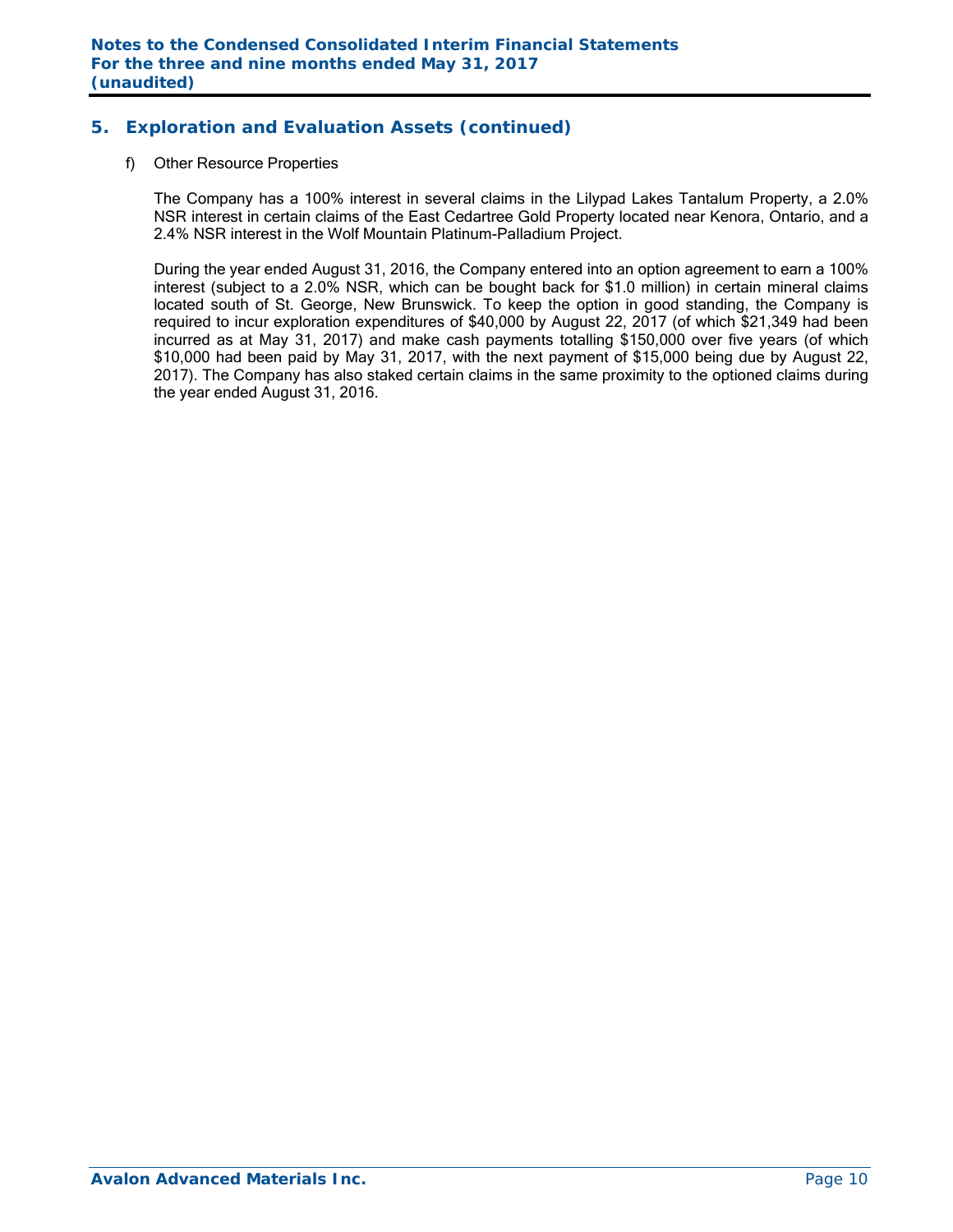## 5. Exploration and Evaluation Assets (continued)

f) Other Resource Properties

The Company has a 100% interest in several claims in the Lilypad Lakes Tantalum Property, a 2.0% NSR interest in certain claims of the East Cedartree Gold Property located near Kenora, Ontario, and a 2.4% NSR interest in the Wolf Mountain Platinum-Palladium Project.

During the year ended August 31, 2016, the Company entered into an option agreement to earn a 100% interest (subject to a 2.0% NSR, which can be bought back for $1.0 million) in certain mineral claims located south of St. George, New Brunswick. To keep the option in good standing, the Company is required to incur exploration expenditures of $40,000 by August 22, 2017 (of which $21,349 had been incurred as at May 31, 2017) and make cash payments totalling $150,000 over five years (of which $10,000 had been paid by May 31, 2017, with the next payment of $15,000 being due by August 22, 2017). The Company has also staked certain claims in the same proximity to the optioned claims during the year ended August 31, 2016.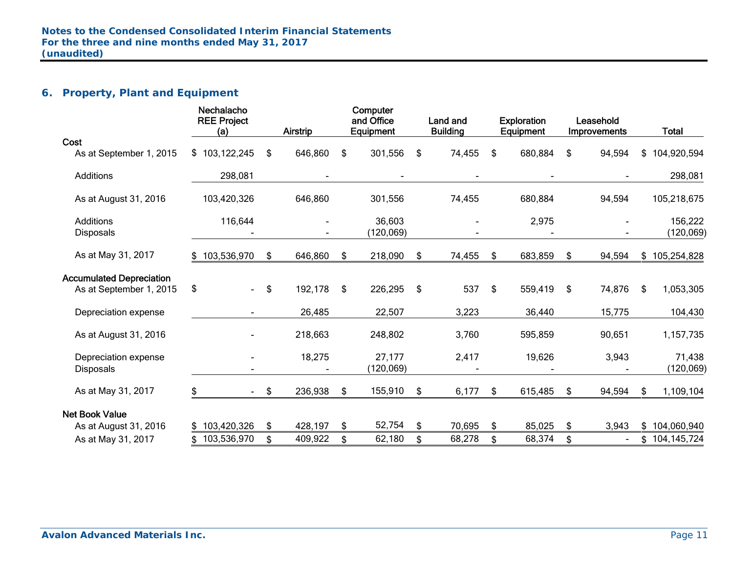## 6. Property, Plant and Equipment

| | Nechalacho REE Project (a) | Airstrip | Computer and Office Equipment | Land and Building | Exploration Equipment | Leasehold Improvements | Total |
|---|---|---|---|---|---|---|---|
| **Cost** | | | | | | | |
| As at September 1, 2015 | $ 103,122,245 | $ 646,860 | $ 301,556 | $ 74,455 | $ 680,884 | $ 94,594 | $ 104,920,594 |
| Additions | 298,081 | - | - | - | - | - | 298,081 |
| As at August 31, 2016 | 103,420,326 | 646,860 | 301,556 | 74,455 | 680,884 | 94,594 | 105,218,675 |
| Additions | 116,644 | - | 36,603 | - | 2,975 | - | 156,222 |
| Disposals | - | - | (120,069) | - | - | - | (120,069) |
| As at May 31, 2017 | $ 103,536,970 | $ 646,860 | $ 218,090 | $ 74,455 | $ 683,859 | $ 94,594 | $ 105,254,828 |
| **Accumulated Depreciation** | | | | | | | |
| As at September 1, 2015 | $ - | $ 192,178 | $ 226,295 | $ 537 | $ 559,419 | $ 74,876 | $ 1,053,305 |
| Depreciation expense | - | 26,485 | 22,507 | 3,223 | 36,440 | 15,775 | 104,430 |
| As at August 31, 2016 | - | 218,663 | 248,802 | 3,760 | 595,859 | 90,651 | 1,157,735 |
| Depreciation expense | - | 18,275 | 27,177 | 2,417 | 19,626 | 3,943 | 71,438 |
| Disposals | - | - | (120,069) | - | - | - | (120,069) |
| As at May 31, 2017 | $ - | $ 236,938 | $ 155,910 | $ 6,177 | $ 615,485 | $ 94,594 | $ 1,109,104 |
| **Net Book Value** | | | | | | | |
| As at August 31, 2016 | $ 103,420,326 | $ 428,197 | $ 52,754 | $ 70,695 | $ 85,025 | $ 3,943 | $ 104,060,940 |
| As at May 31, 2017 | $ 103,536,970 | $ 409,922 | $ 62,180 | $ 68,278 | $ 68,374 | $ - | $ 104,145,724 |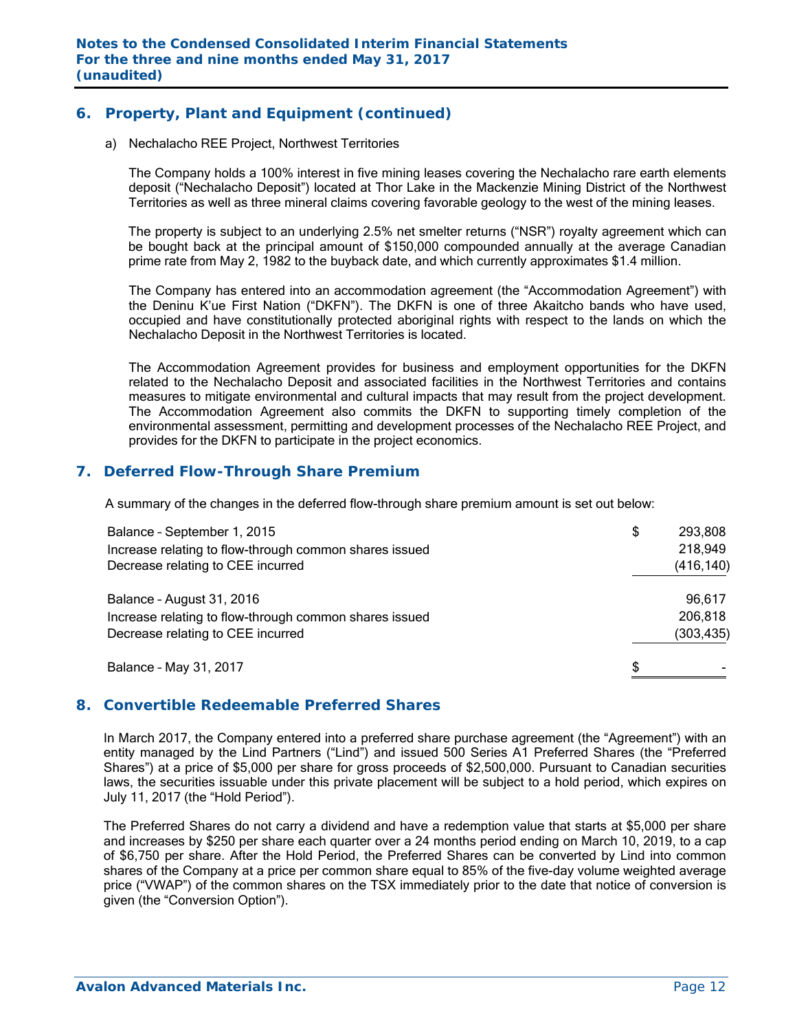## 6. Property, Plant and Equipment (continued)

a) Nechalacho REE Project, Northwest Territories

The Company holds a 100% interest in five mining leases covering the Nechalacho rare earth elements deposit ("Nechalacho Deposit") located at Thor Lake in the Mackenzie Mining District of the Northwest Territories as well as three mineral claims covering favorable geology to the west of the mining leases.

The property is subject to an underlying 2.5% net smelter returns ("NSR") royalty agreement which can be bought back at the principal amount of $150,000 compounded annually at the average Canadian prime rate from May 2, 1982 to the buyback date, and which currently approximates $1.4 million.

The Company has entered into an accommodation agreement (the "Accommodation Agreement") with the Deninu K'ue First Nation ("DKFN"). The DKFN is one of three Akaitcho bands who have used, occupied and have constitutionally protected aboriginal rights with respect to the lands on which the Nechalacho Deposit in the Northwest Territories is located.

The Accommodation Agreement provides for business and employment opportunities for the DKFN related to the Nechalacho Deposit and associated facilities in the Northwest Territories and contains measures to mitigate environmental and cultural impacts that may result from the project development. The Accommodation Agreement also commits the DKFN to supporting timely completion of the environmental assessment, permitting and development processes of the Nechalacho REE Project, and provides for the DKFN to participate in the project economics.

## 7. Deferred Flow-Through Share Premium

A summary of the changes in the deferred flow-through share premium amount is set out below:

| | |
|---|---|
| Balance – September 1, 2015 | $ 293,808 |
| Increase relating to flow-through common shares issued | 218,949 |
| Decrease relating to CEE incurred | (416,140) |
| Balance – August 31, 2016 | 96,617 |
| Increase relating to flow-through common shares issued | 206,818 |
| Decrease relating to CEE incurred | (303,435) |
| Balance – May 31, 2017 | $ - |

## 8. Convertible Redeemable Preferred Shares

In March 2017, the Company entered into a preferred share purchase agreement (the "Agreement") with an entity managed by the Lind Partners ("Lind") and issued 500 Series A1 Preferred Shares (the "Preferred Shares") at a price of $5,000 per share for gross proceeds of $2,500,000. Pursuant to Canadian securities laws, the securities issuable under this private placement will be subject to a hold period, which expires on July 11, 2017 (the "Hold Period").

The Preferred Shares do not carry a dividend and have a redemption value that starts at $5,000 per share and increases by $250 per share each quarter over a 24 months period ending on March 10, 2019, to a cap of $6,750 per share. After the Hold Period, the Preferred Shares can be converted by Lind into common shares of the Company at a price per common share equal to 85% of the five-day volume weighted average price ("VWAP") of the common shares on the TSX immediately prior to the date that notice of conversion is given (the "Conversion Option").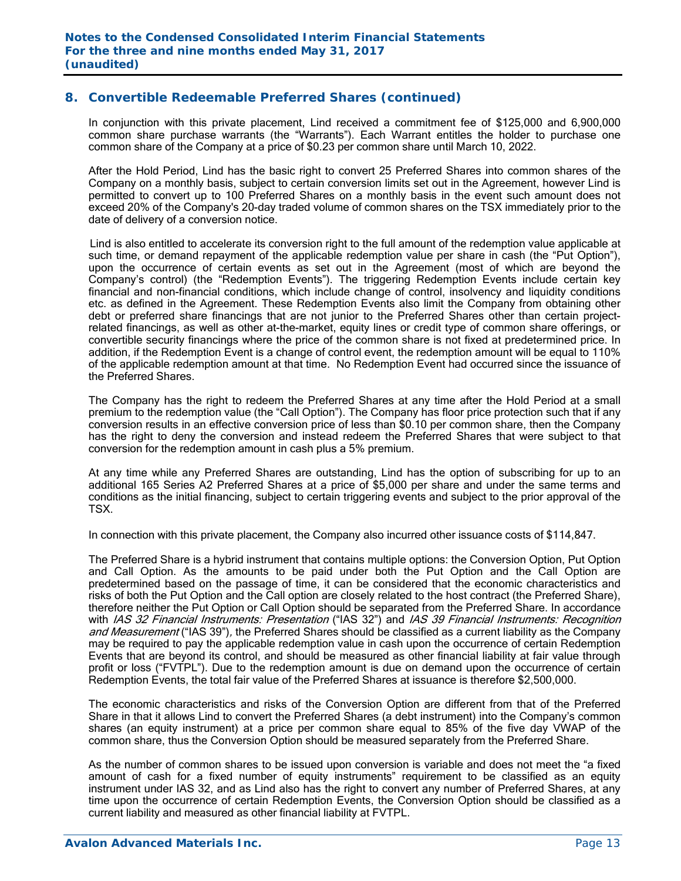## 8. Convertible Redeemable Preferred Shares (continued)

In conjunction with this private placement, Lind received a commitment fee of $125,000 and 6,900,000 common share purchase warrants (the "Warrants"). Each Warrant entitles the holder to purchase one common share of the Company at a price of $0.23 per common share until March 10, 2022.

After the Hold Period, Lind has the basic right to convert 25 Preferred Shares into common shares of the Company on a monthly basis, subject to certain conversion limits set out in the Agreement, however Lind is permitted to convert up to 100 Preferred Shares on a monthly basis in the event such amount does not exceed 20% of the Company's 20-day traded volume of common shares on the TSX immediately prior to the date of delivery of a conversion notice.

Lind is also entitled to accelerate its conversion right to the full amount of the redemption value applicable at such time, or demand repayment of the applicable redemption value per share in cash (the "Put Option"), upon the occurrence of certain events as set out in the Agreement (most of which are beyond the Company's control) (the "Redemption Events"). The triggering Redemption Events include certain key financial and non-financial conditions, which include change of control, insolvency and liquidity conditions etc. as defined in the Agreement. These Redemption Events also limit the Company from obtaining other debt or preferred share financings that are not junior to the Preferred Shares other than certain project-related financings, as well as other at-the-market, equity lines or credit type of common share offerings, or convertible security financings where the price of the common share is not fixed at predetermined price. In addition, if the Redemption Event is a change of control event, the redemption amount will be equal to 110% of the applicable redemption amount at that time. No Redemption Event had occurred since the issuance of the Preferred Shares.

The Company has the right to redeem the Preferred Shares at any time after the Hold Period at a small premium to the redemption value (the "Call Option"). The Company has floor price protection such that if any conversion results in an effective conversion price of less than $0.10 per common share, then the Company has the right to deny the conversion and instead redeem the Preferred Shares that were subject to that conversion for the redemption amount in cash plus a 5% premium.

At any time while any Preferred Shares are outstanding, Lind has the option of subscribing for up to an additional 165 Series A2 Preferred Shares at a price of $5,000 per share and under the same terms and conditions as the initial financing, subject to certain triggering events and subject to the prior approval of the TSX.

In connection with this private placement, the Company also incurred other issuance costs of $114,847.

The Preferred Share is a hybrid instrument that contains multiple options: the Conversion Option, Put Option and Call Option. As the amounts to be paid under both the Put Option and the Call Option are predetermined based on the passage of time, it can be considered that the economic characteristics and risks of both the Put Option and the Call option are closely related to the host contract (the Preferred Share), therefore neither the Put Option or Call Option should be separated from the Preferred Share. In accordance with *IAS 32 Financial Instruments: Presentation* ("IAS 32") and *IAS 39 Financial Instruments: Recognition and Measurement* ("IAS 39"), the Preferred Shares should be classified as a current liability as the Company may be required to pay the applicable redemption value in cash upon the occurrence of certain Redemption Events that are beyond its control, and should be measured as other financial liability at fair value through profit or loss ("FVTPL"). Due to the redemption amount is due on demand upon the occurrence of certain Redemption Events, the total fair value of the Preferred Shares at issuance is therefore $2,500,000.

The economic characteristics and risks of the Conversion Option are different from that of the Preferred Share in that it allows Lind to convert the Preferred Shares (a debt instrument) into the Company's common shares (an equity instrument) at a price per common share equal to 85% of the five day VWAP of the common share, thus the Conversion Option should be measured separately from the Preferred Share.

As the number of common shares to be issued upon conversion is variable and does not meet the "a fixed amount of cash for a fixed number of equity instruments" requirement to be classified as an equity instrument under IAS 32, and as Lind also has the right to convert any number of Preferred Shares, at any time upon the occurrence of certain Redemption Events, the Conversion Option should be classified as a current liability and measured as other financial liability at FVTPL.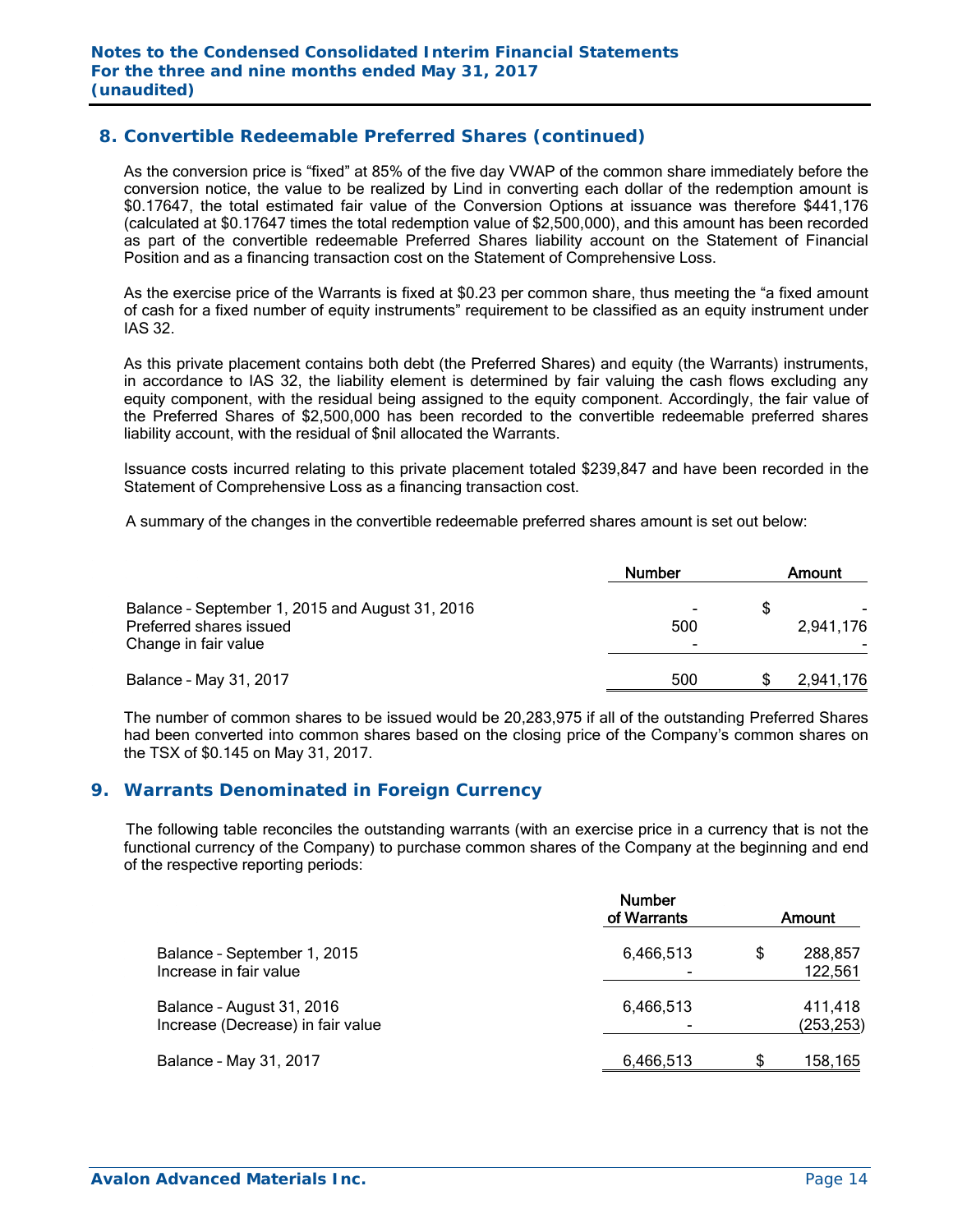## 8. Convertible Redeemable Preferred Shares (continued)

As the conversion price is "fixed" at 85% of the five day VWAP of the common share immediately before the conversion notice, the value to be realized by Lind in converting each dollar of the redemption amount is $0.17647, the total estimated fair value of the Conversion Options at issuance was therefore $441,176 (calculated at $0.17647 times the total redemption value of $2,500,000), and this amount has been recorded as part of the convertible redeemable Preferred Shares liability account on the Statement of Financial Position and as a financing transaction cost on the Statement of Comprehensive Loss.

As the exercise price of the Warrants is fixed at $0.23 per common share, thus meeting the "a fixed amount of cash for a fixed number of equity instruments" requirement to be classified as an equity instrument under IAS 32.

As this private placement contains both debt (the Preferred Shares) and equity (the Warrants) instruments, in accordance to IAS 32, the liability element is determined by fair valuing the cash flows excluding any equity component, with the residual being assigned to the equity component. Accordingly, the fair value of the Preferred Shares of $2,500,000 has been recorded to the convertible redeemable preferred shares liability account, with the residual of $nil allocated the Warrants.

Issuance costs incurred relating to this private placement totaled $239,847 and have been recorded in the Statement of Comprehensive Loss as a financing transaction cost.

A summary of the changes in the convertible redeemable preferred shares amount is set out below:

| | Number | Amount |
|---|---|---|
| Balance – September 1, 2015 and August 31, 2016 | - | $ - |
| Preferred shares issued | 500 | 2,941,176 |
| Change in fair value | - | - |
| Balance – May 31, 2017 | 500 | $ 2,941,176 |

The number of common shares to be issued would be 20,283,975 if all of the outstanding Preferred Shares had been converted into common shares based on the closing price of the Company's common shares on the TSX of $0.145 on May 31, 2017.

## 9. Warrants Denominated in Foreign Currency

The following table reconciles the outstanding warrants (with an exercise price in a currency that is not the functional currency of the Company) to purchase common shares of the Company at the beginning and end of the respective reporting periods:

| | Number of Warrants | Amount |
|---|---|---|
| Balance – September 1, 2015 | 6,466,513 | $ 288,857 |
| Increase in fair value | - | 122,561 |
| Balance – August 31, 2016 | 6,466,513 | 411,418 |
| Increase (Decrease) in fair value | - | (253,253) |
| Balance – May 31, 2017 | 6,466,513 | $ 158,165 |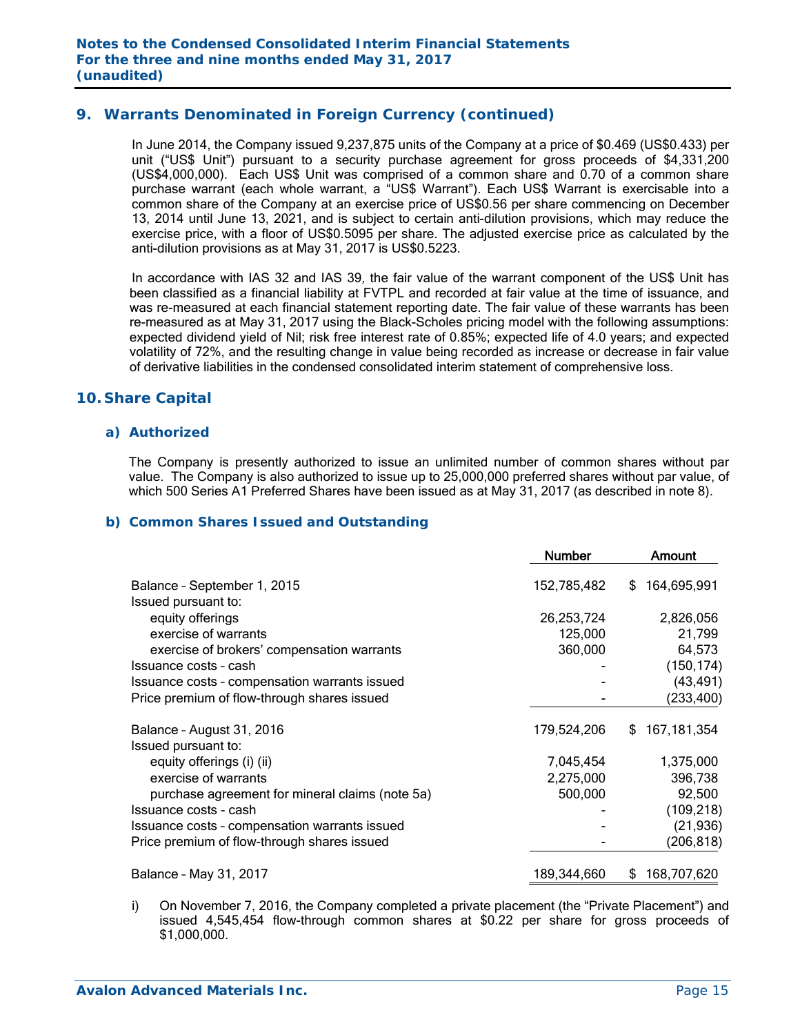## 9. Warrants Denominated in Foreign Currency (continued)

In June 2014, the Company issued 9,237,875 units of the Company at a price of $0.469 (US$0.433) per unit ("US$ Unit") pursuant to a security purchase agreement for gross proceeds of $4,331,200 (US$4,000,000). Each US$ Unit was comprised of a common share and 0.70 of a common share purchase warrant (each whole warrant, a "US$ Warrant"). Each US$ Warrant is exercisable into a common share of the Company at an exercise price of US$0.56 per share commencing on December 13, 2014 until June 13, 2021, and is subject to certain anti-dilution provisions, which may reduce the exercise price, with a floor of US$0.5095 per share. The adjusted exercise price as calculated by the anti-dilution provisions as at May 31, 2017 is US$0.5223.

In accordance with IAS 32 and IAS 39, the fair value of the warrant component of the US$ Unit has been classified as a financial liability at FVTPL and recorded at fair value at the time of issuance, and was re-measured at each financial statement reporting date. The fair value of these warrants has been re-measured as at May 31, 2017 using the Black-Scholes pricing model with the following assumptions: expected dividend yield of Nil; risk free interest rate of 0.85%; expected life of 4.0 years; and expected volatility of 72%, and the resulting change in value being recorded as increase or decrease in fair value of derivative liabilities in the condensed consolidated interim statement of comprehensive loss.

## 10. Share Capital

### a) Authorized

The Company is presently authorized to issue an unlimited number of common shares without par value. The Company is also authorized to issue up to 25,000,000 preferred shares without par value, of which 500 Series A1 Preferred Shares have been issued as at May 31, 2017 (as described in note 8).

### b) Common Shares Issued and Outstanding

| | Number | Amount |
|---|---|---|
| Balance – September 1, 2015 | 152,785,482 | $ 164,695,991 |
| Issued pursuant to: | | |
| equity offerings | 26,253,724 | 2,826,056 |
| exercise of warrants | 125,000 | 21,799 |
| exercise of brokers' compensation warrants | 360,000 | 64,573 |
| Issuance costs – cash | - | (150,174) |
| Issuance costs – compensation warrants issued | - | (43,491) |
| Price premium of flow-through shares issued | - | (233,400) |
| Balance – August 31, 2016 | 179,524,206 | $ 167,181,354 |
| Issued pursuant to: | | |
| equity offerings (i) (ii) | 7,045,454 | 1,375,000 |
| exercise of warrants | 2,275,000 | 396,738 |
| purchase agreement for mineral claims (note 5a) | 500,000 | 92,500 |
| Issuance costs - cash | - | (109,218) |
| Issuance costs – compensation warrants issued | - | (21,936) |
| Price premium of flow-through shares issued | - | (206,818) |
| Balance – May 31, 2017 | 189,344,660 | $ 168,707,620 |

i) On November 7, 2016, the Company completed a private placement (the "Private Placement") and issued 4,545,454 flow-through common shares at $0.22 per share for gross proceeds of $1,000,000.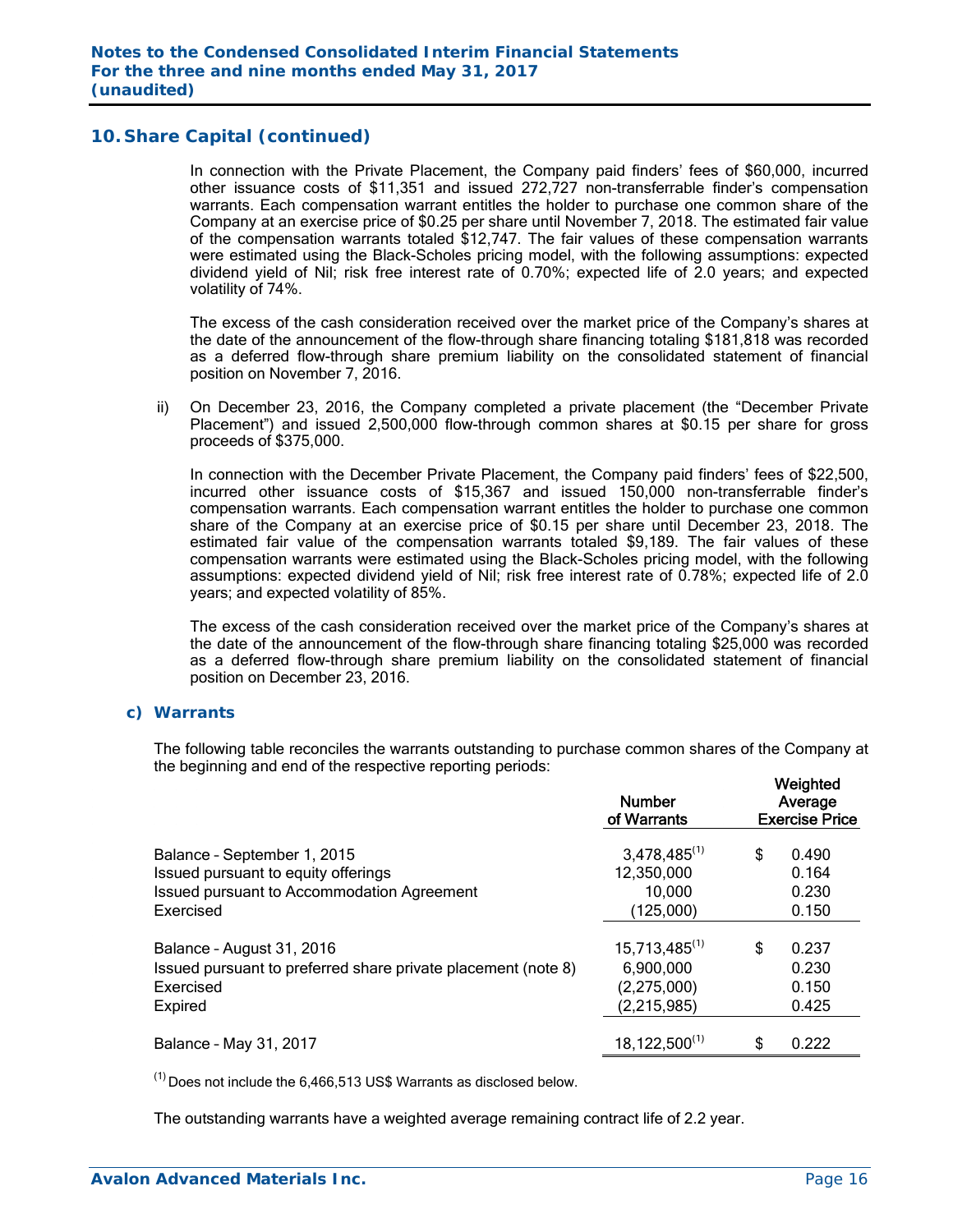## 10. Share Capital (continued)

In connection with the Private Placement, the Company paid finders' fees of $60,000, incurred other issuance costs of $11,351 and issued 272,727 non-transferrable finder's compensation warrants. Each compensation warrant entitles the holder to purchase one common share of the Company at an exercise price of $0.25 per share until November 7, 2018. The estimated fair value of the compensation warrants totaled $12,747. The fair values of these compensation warrants were estimated using the Black-Scholes pricing model, with the following assumptions: expected dividend yield of Nil; risk free interest rate of 0.70%; expected life of 2.0 years; and expected volatility of 74%.

The excess of the cash consideration received over the market price of the Company's shares at the date of the announcement of the flow-through share financing totaling $181,818 was recorded as a deferred flow-through share premium liability on the consolidated statement of financial position on November 7, 2016.

ii) On December 23, 2016, the Company completed a private placement (the "December Private Placement") and issued 2,500,000 flow-through common shares at $0.15 per share for gross proceeds of $375,000.

In connection with the December Private Placement, the Company paid finders' fees of $22,500, incurred other issuance costs of $15,367 and issued 150,000 non-transferrable finder's compensation warrants. Each compensation warrant entitles the holder to purchase one common share of the Company at an exercise price of $0.15 per share until December 23, 2018. The estimated fair value of the compensation warrants totaled $9,189. The fair values of these compensation warrants were estimated using the Black-Scholes pricing model, with the following assumptions: expected dividend yield of Nil; risk free interest rate of 0.78%; expected life of 2.0 years; and expected volatility of 85%.

The excess of the cash consideration received over the market price of the Company's shares at the date of the announcement of the flow-through share financing totaling $25,000 was recorded as a deferred flow-through share premium liability on the consolidated statement of financial position on December 23, 2016.

### c) Warrants

The following table reconciles the warrants outstanding to purchase common shares of the Company at the beginning and end of the respective reporting periods:

| | Number of Warrants | Weighted Average Exercise Price |
|---|---|---|
| Balance – September 1, 2015 | 3,478,485 (1) | $ 0.490 |
| Issued pursuant to equity offerings | 12,350,000 | 0.164 |
| Issued pursuant to Accommodation Agreement | 10,000 | 0.230 |
| Exercised | (125,000) | 0.150 |
| Balance – August 31, 2016 | 15,713,485 (1) | $ 0.237 |
| Issued pursuant to preferred share private placement (note 8) | 6,900,000 | 0.230 |
| Exercised | (2,275,000) | 0.150 |
| Expired | (2,215,985) | 0.425 |
| Balance – May 31, 2017 | 18,122,500 (1) | $ 0.222 |

(1) Does not include the 6,466,513 US$ Warrants as disclosed below.

The outstanding warrants have a weighted average remaining contract life of 2.2 year.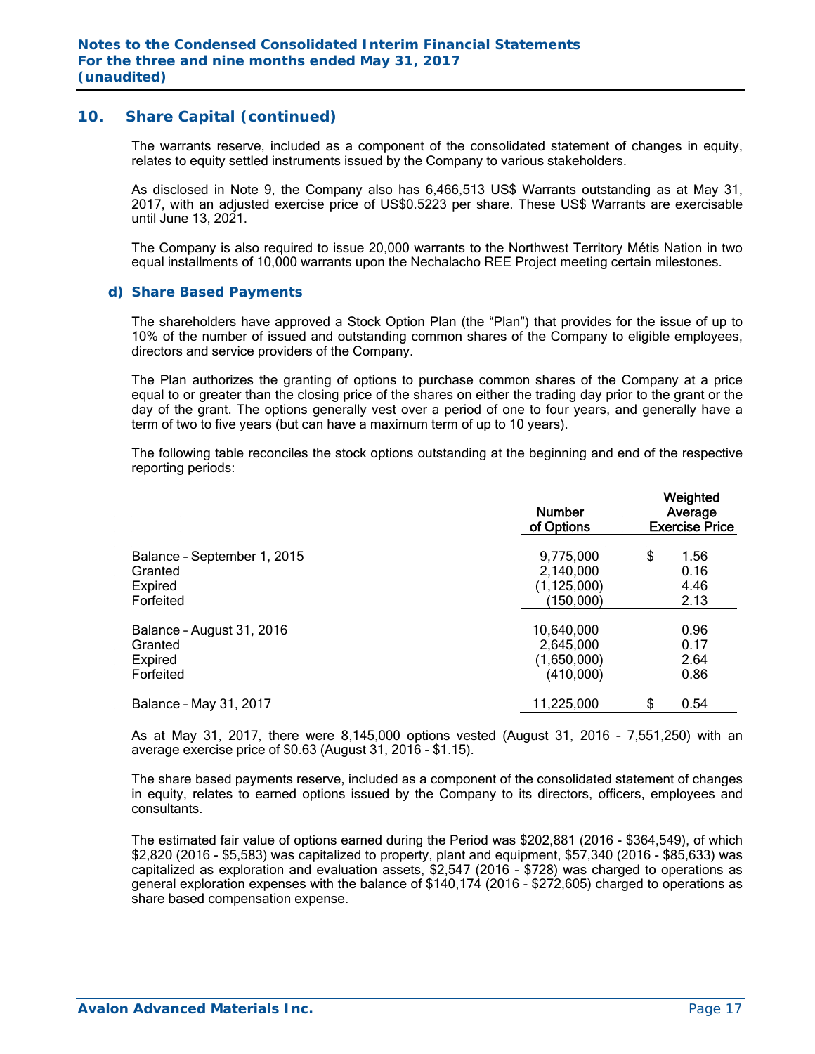## 10. Share Capital (continued)

The warrants reserve, included as a component of the consolidated statement of changes in equity, relates to equity settled instruments issued by the Company to various stakeholders.

As disclosed in Note 9, the Company also has 6,466,513 US$ Warrants outstanding as at May 31, 2017, with an adjusted exercise price of US$0.5223 per share. These US$ Warrants are exercisable until June 13, 2021.

The Company is also required to issue 20,000 warrants to the Northwest Territory Métis Nation in two equal installments of 10,000 warrants upon the Nechalacho REE Project meeting certain milestones.

### d) Share Based Payments

The shareholders have approved a Stock Option Plan (the "Plan") that provides for the issue of up to 10% of the number of issued and outstanding common shares of the Company to eligible employees, directors and service providers of the Company.

The Plan authorizes the granting of options to purchase common shares of the Company at a price equal to or greater than the closing price of the shares on either the trading day prior to the grant or the day of the grant. The options generally vest over a period of one to four years, and generally have a term of two to five years (but can have a maximum term of up to 10 years).

The following table reconciles the stock options outstanding at the beginning and end of the respective reporting periods:

| | Number of Options | Weighted Average Exercise Price |
|---|---|---|
| Balance – September 1, 2015 | 9,775,000 | $ 1.56 |
| Granted | 2,140,000 | 0.16 |
| Expired | (1,125,000) | 4.46 |
| Forfeited | (150,000) | 2.13 |
| Balance – August 31, 2016 | 10,640,000 | 0.96 |
| Granted | 2,645,000 | 0.17 |
| Expired | (1,650,000) | 2.64 |
| Forfeited | (410,000) | 0.86 |
| Balance – May 31, 2017 | 11,225,000 | $ 0.54 |

As at May 31, 2017, there were 8,145,000 options vested (August 31, 2016 – 7,551,250) with an average exercise price of $0.63 (August 31, 2016 - $1.15).

The share based payments reserve, included as a component of the consolidated statement of changes in equity, relates to earned options issued by the Company to its directors, officers, employees and consultants.

The estimated fair value of options earned during the Period was $202,881 (2016 - $364,549), of which $2,820 (2016 - $5,583) was capitalized to property, plant and equipment, $57,340 (2016 - $85,633) was capitalized as exploration and evaluation assets, $2,547 (2016 - $728) was charged to operations as general exploration expenses with the balance of $140,174 (2016 - $272,605) charged to operations as share based compensation expense.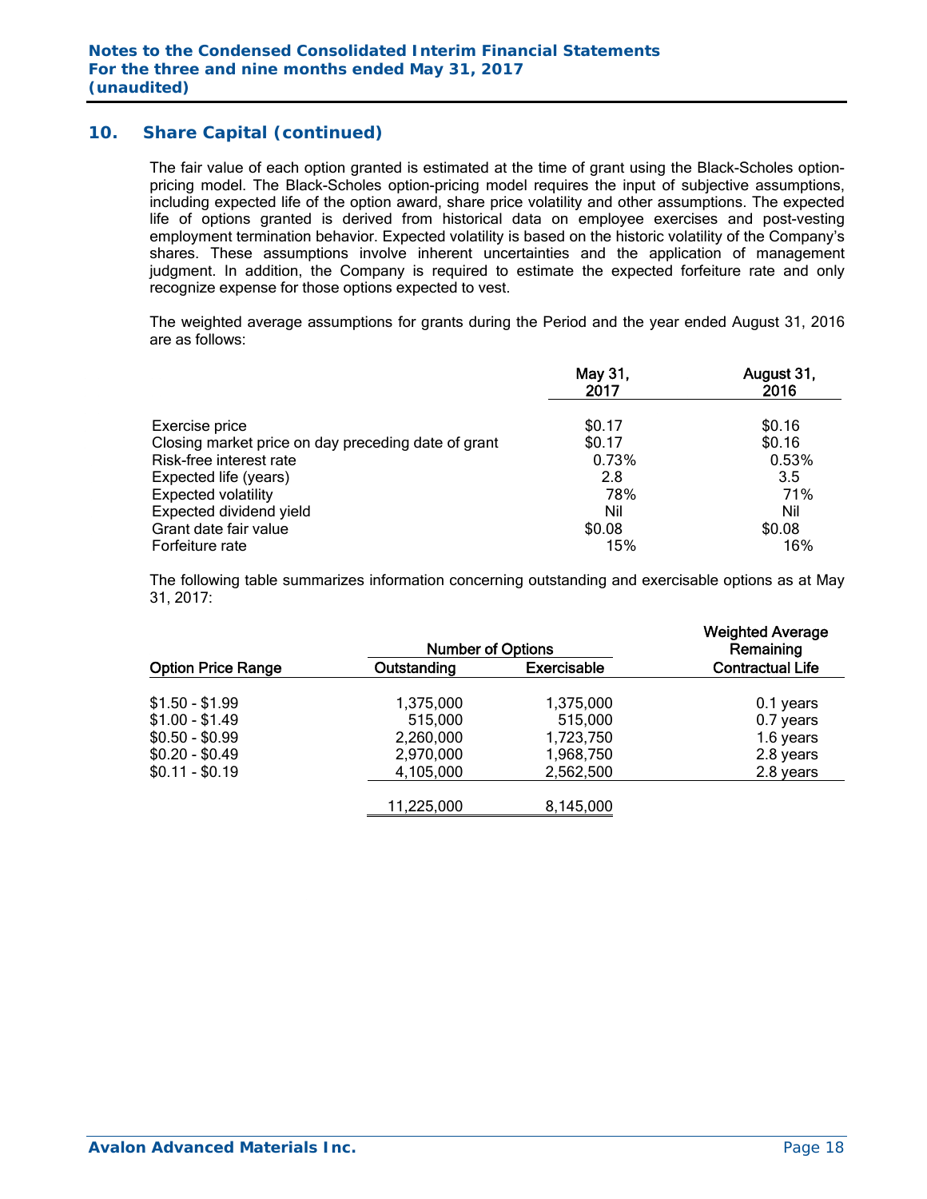## 10. Share Capital (continued)

The fair value of each option granted is estimated at the time of grant using the Black-Scholes option-pricing model. The Black-Scholes option-pricing model requires the input of subjective assumptions, including expected life of the option award, share price volatility and other assumptions. The expected life of options granted is derived from historical data on employee exercises and post-vesting employment termination behavior. Expected volatility is based on the historic volatility of the Company's shares. These assumptions involve inherent uncertainties and the application of management judgment. In addition, the Company is required to estimate the expected forfeiture rate and only recognize expense for those options expected to vest.

The weighted average assumptions for grants during the Period and the year ended August 31, 2016 are as follows:

| | May 31, 2017 | August 31, 2016 |
|---|---|---|
| Exercise price | $0.17 | $0.16 |
| Closing market price on day preceding date of grant | $0.17 | $0.16 |
| Risk-free interest rate | 0.73% | 0.53% |
| Expected life (years) | 2.8 | 3.5 |
| Expected volatility | 78% | 71% |
| Expected dividend yield | Nil | Nil |
| Grant date fair value | $0.08 | $0.08 |
| Forfeiture rate | 15% | 16% |

The following table summarizes information concerning outstanding and exercisable options as at May 31, 2017:

| | Number of Options | | Weighted Average Remaining |
|---|---|---|---|
| Option Price Range | Outstanding | Exercisable | Contractual Life |
| $1.50 - $1.99 | 1,375,000 | 1,375,000 | 0.1 years |
| $1.00 - $1.49 | 515,000 | 515,000 | 0.7 years |
| $0.50 - $0.99 | 2,260,000 | 1,723,750 | 1.6 years |
| $0.20 - $0.49 | 2,970,000 | 1,968,750 | 2.8 years |
| $0.11 - $0.19 | 4,105,000 | 2,562,500 | 2.8 years |
| | 11,225,000 | 8,145,000 | |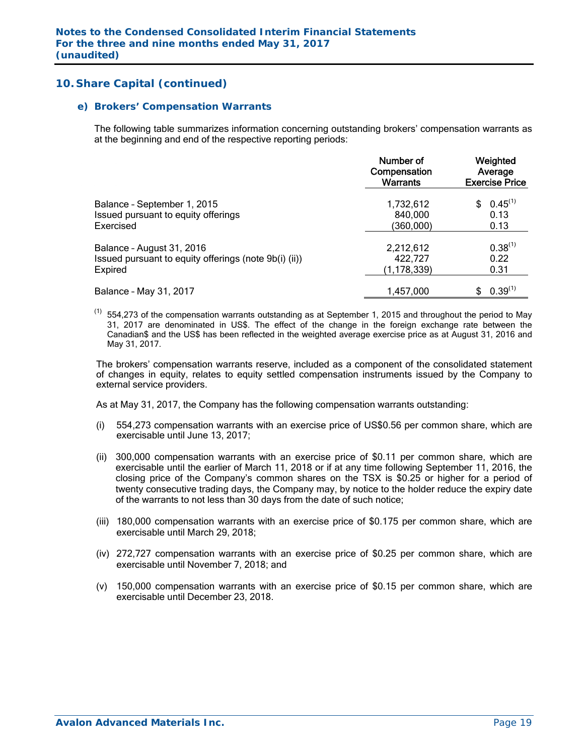## 10. Share Capital (continued)

### e) Brokers' Compensation Warrants

The following table summarizes information concerning outstanding brokers' compensation warrants as at the beginning and end of the respective reporting periods:

| | Number of Compensation Warrants | Weighted Average Exercise Price |
|---|---|---|
| Balance – September 1, 2015 | 1,732,612 | $ 0.45[(1)] |
| Issued pursuant to equity offerings | 840,000 | 0.13 |
| Exercised | (360,000) | 0.13 |
| Balance – August 31, 2016 | 2,212,612 | 0.38[(1)] |
| Issued pursuant to equity offerings (note 9b(i) (ii)) | 422,727 | 0.22 |
| Expired | (1,178,339) | 0.31 |
| Balance – May 31, 2017 | 1,457,000 | $ 0.39[(1)] |

[(1)] 554,273 of the compensation warrants outstanding as at September 1, 2015 and throughout the period to May 31, 2017 are denominated in US$. The effect of the change in the foreign exchange rate between the Canadian$ and the US$ has been reflected in the weighted average exercise price as at August 31, 2016 and May 31, 2017.

The brokers' compensation warrants reserve, included as a component of the consolidated statement of changes in equity, relates to equity settled compensation instruments issued by the Company to external service providers.

As at May 31, 2017, the Company has the following compensation warrants outstanding:

(i) 554,273 compensation warrants with an exercise price of US$0.56 per common share, which are exercisable until June 13, 2017;

(ii) 300,000 compensation warrants with an exercise price of $0.11 per common share, which are exercisable until the earlier of March 11, 2018 or if at any time following September 11, 2016, the closing price of the Company's common shares on the TSX is $0.25 or higher for a period of twenty consecutive trading days, the Company may, by notice to the holder reduce the expiry date of the warrants to not less than 30 days from the date of such notice;

(iii) 180,000 compensation warrants with an exercise price of $0.175 per common share, which are exercisable until March 29, 2018;

(iv) 272,727 compensation warrants with an exercise price of $0.25 per common share, which are exercisable until November 7, 2018; and

(v) 150,000 compensation warrants with an exercise price of $0.15 per common share, which are exercisable until December 23, 2018.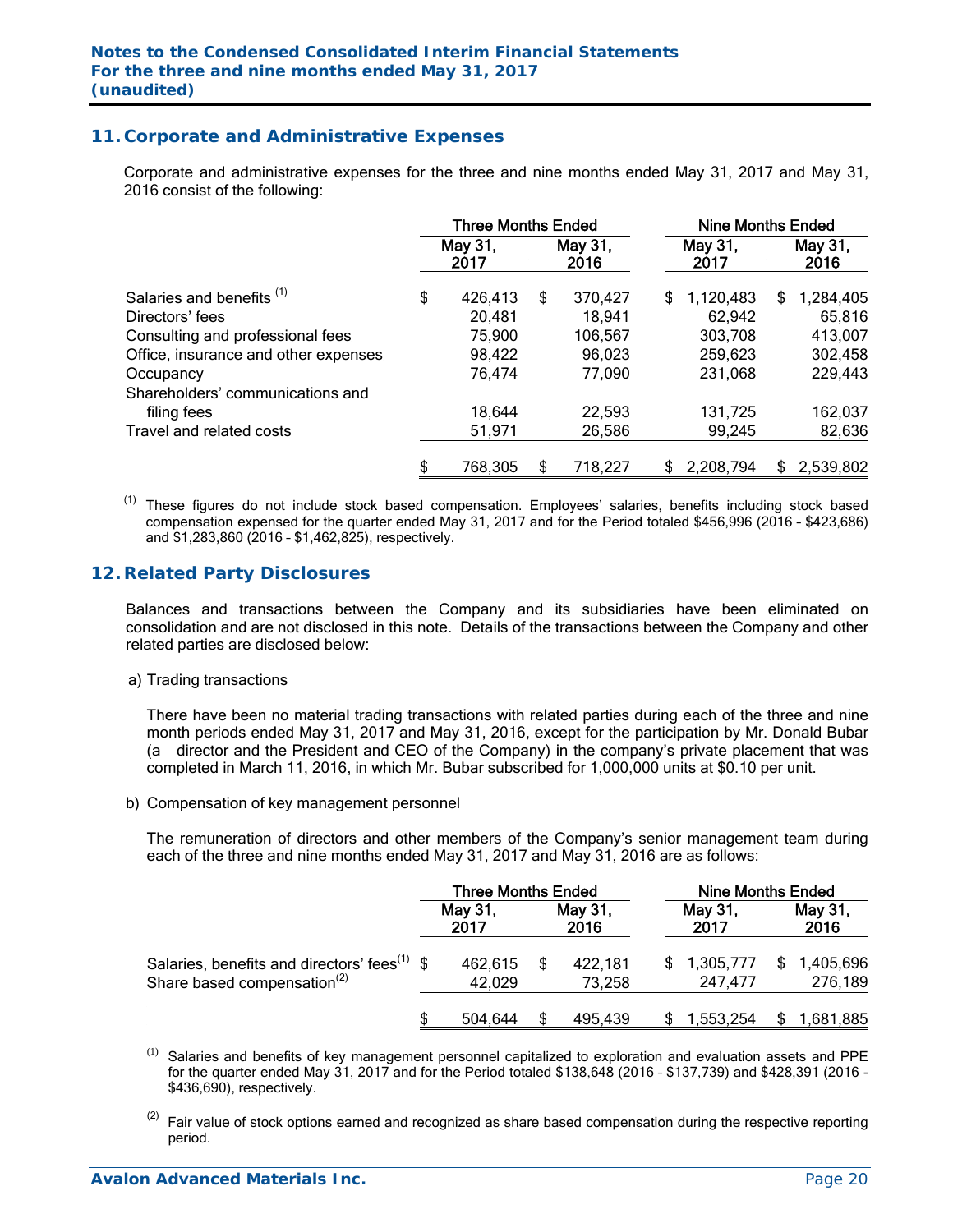## 11. Corporate and Administrative Expenses

Corporate and administrative expenses for the three and nine months ended May 31, 2017 and May 31, 2016 consist of the following:

| | Three Months Ended | | Nine Months Ended | |
|---|---|---|---|---|
| | May 31, 2017 | May 31, 2016 | May 31, 2017 | May 31, 2016 |
| Salaries and benefits [(1)] | $ 426,413 | $ 370,427 | $ 1,120,483 | $ 1,284,405 |
| Directors' fees | 20,481 | 18,941 | 62,942 | 65,816 |
| Consulting and professional fees | 75,900 | 106,567 | 303,708 | 413,007 |
| Office, insurance and other expenses | 98,422 | 96,023 | 259,623 | 302,458 |
| Occupancy | 76,474 | 77,090 | 231,068 | 229,443 |
| Shareholders' communications and filing fees | 18,644 | 22,593 | 131,725 | 162,037 |
| Travel and related costs | 51,971 | 26,586 | 99,245 | 82,636 |
| | $ 768,305 | $ 718,227 | $ 2,208,794 | $ 2,539,802 |

[(1)] These figures do not include stock based compensation. Employees' salaries, benefits including stock based compensation expensed for the quarter ended May 31, 2017 and for the Period totaled $456,996 (2016 – $423,686) and $1,283,860 (2016 – $1,462,825), respectively.

## 12. Related Party Disclosures

Balances and transactions between the Company and its subsidiaries have been eliminated on consolidation and are not disclosed in this note. Details of the transactions between the Company and other related parties are disclosed below:

a) Trading transactions

There have been no material trading transactions with related parties during each of the three and nine month periods ended May 31, 2017 and May 31, 2016, except for the participation by Mr. Donald Bubar (a director and the President and CEO of the Company) in the company's private placement that was completed in March 11, 2016, in which Mr. Bubar subscribed for 1,000,000 units at $0.10 per unit.

b) Compensation of key management personnel

The remuneration of directors and other members of the Company's senior management team during each of the three and nine months ended May 31, 2017 and May 31, 2016 are as follows:

| | Three Months Ended | | Nine Months Ended | |
|---|---|---|---|---|
| | May 31, 2017 | May 31, 2016 | May 31, 2017 | May 31, 2016 |
| Salaries, benefits and directors' fees[(1)] | $ 462,615 | $ 422,181 | $ 1,305,777 | $ 1,405,696 |
| Share based compensation[(2)] | 42,029 | 73,258 | 247,477 | 276,189 |
| | $ 504,644 | $ 495,439 | $ 1,553,254 | $ 1,681,885 |

[(1)] Salaries and benefits of key management personnel capitalized to exploration and evaluation assets and PPE for the quarter ended May 31, 2017 and for the Period totaled $138,648 (2016 – $137,739) and $428,391 (2016 - $436,690), respectively.

[(2)] Fair value of stock options earned and recognized as share based compensation during the respective reporting period.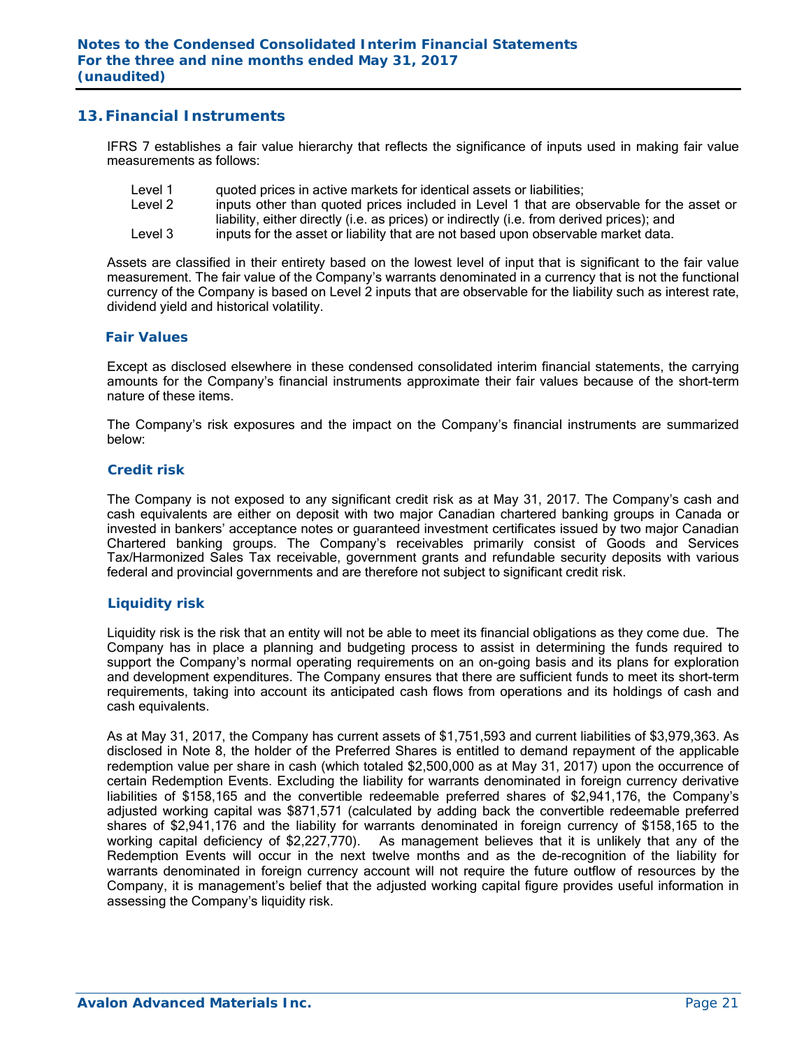## 13. Financial Instruments

IFRS 7 establishes a fair value hierarchy that reflects the significance of inputs used in making fair value measurements as follows:

- Level 1 quoted prices in active markets for identical assets or liabilities;
- Level 2 inputs other than quoted prices included in Level 1 that are observable for the asset or liability, either directly (i.e. as prices) or indirectly (i.e. from derived prices); and
- Level 3 inputs for the asset or liability that are not based upon observable market data.

Assets are classified in their entirety based on the lowest level of input that is significant to the fair value measurement. The fair value of the Company's warrants denominated in a currency that is not the functional currency of the Company is based on Level 2 inputs that are observable for the liability such as interest rate, dividend yield and historical volatility.

### Fair Values

Except as disclosed elsewhere in these condensed consolidated interim financial statements, the carrying amounts for the Company's financial instruments approximate their fair values because of the short-term nature of these items.

The Company's risk exposures and the impact on the Company's financial instruments are summarized below:

### Credit risk

The Company is not exposed to any significant credit risk as at May 31, 2017. The Company's cash and cash equivalents are either on deposit with two major Canadian chartered banking groups in Canada or invested in bankers' acceptance notes or guaranteed investment certificates issued by two major Canadian Chartered banking groups. The Company's receivables primarily consist of Goods and Services Tax/Harmonized Sales Tax receivable, government grants and refundable security deposits with various federal and provincial governments and are therefore not subject to significant credit risk.

### Liquidity risk

Liquidity risk is the risk that an entity will not be able to meet its financial obligations as they come due. The Company has in place a planning and budgeting process to assist in determining the funds required to support the Company's normal operating requirements on an on-going basis and its plans for exploration and development expenditures. The Company ensures that there are sufficient funds to meet its short-term requirements, taking into account its anticipated cash flows from operations and its holdings of cash and cash equivalents.

As at May 31, 2017, the Company has current assets of $1,751,593 and current liabilities of $3,979,363. As disclosed in Note 8, the holder of the Preferred Shares is entitled to demand repayment of the applicable redemption value per share in cash (which totaled $2,500,000 as at May 31, 2017) upon the occurrence of certain Redemption Events. Excluding the liability for warrants denominated in foreign currency derivative liabilities of $158,165 and the convertible redeemable preferred shares of $2,941,176, the Company's adjusted working capital was $871,571 (calculated by adding back the convertible redeemable preferred shares of $2,941,176 and the liability for warrants denominated in foreign currency of $158,165 to the working capital deficiency of $2,227,770). As management believes that it is unlikely that any of the Redemption Events will occur in the next twelve months and as the de-recognition of the liability for warrants denominated in foreign currency account will not require the future outflow of resources by the Company, it is management's belief that the adjusted working capital figure provides useful information in assessing the Company's liquidity risk.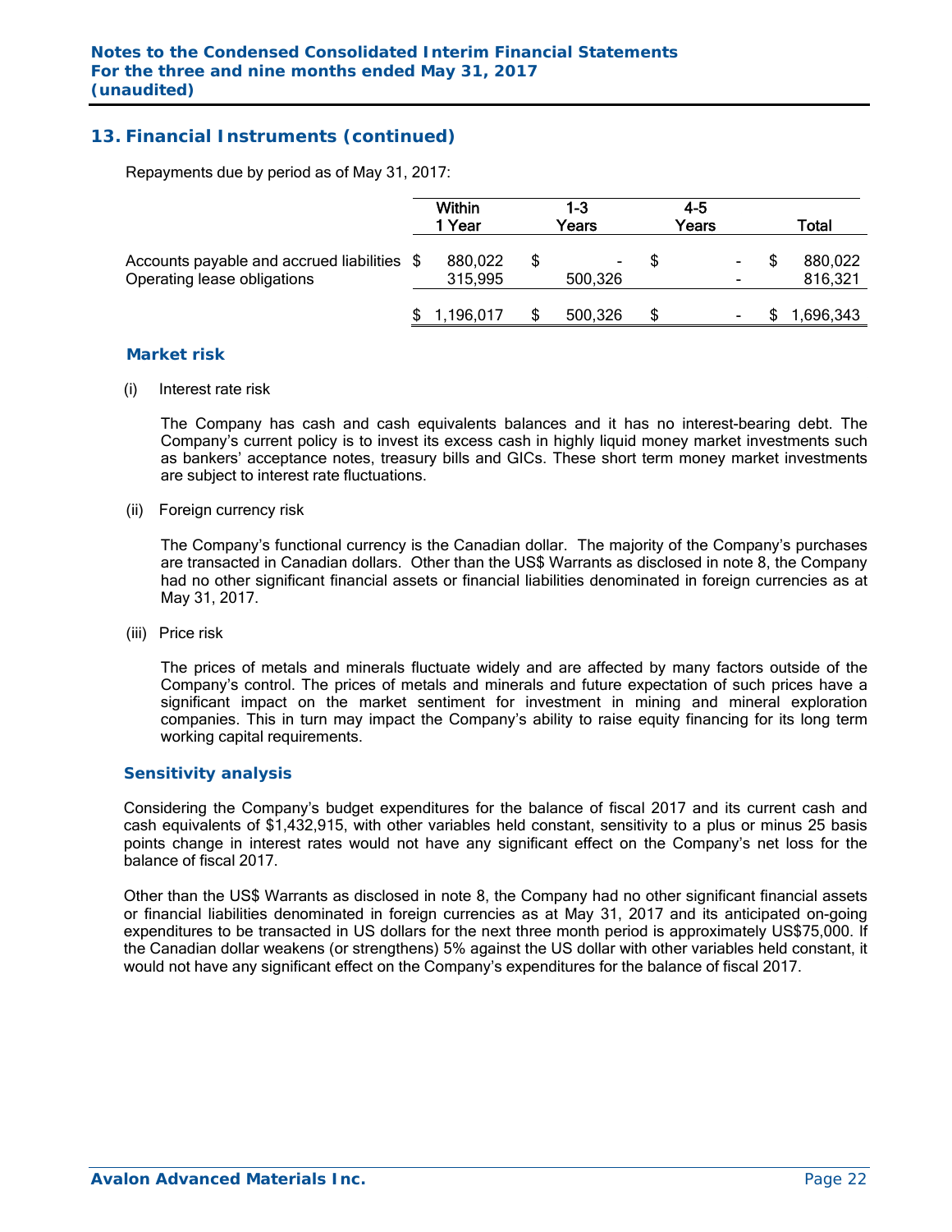## 13. Financial Instruments (continued)

Repayments due by period as of May 31, 2017:

| | Within 1 Year | 1-3 Years | 4-5 Years | Total |
|---|---|---|---|---|
| Accounts payable and accrued liabilities | $ 880,022 | $ - | $ - | $ 880,022 |
| Operating lease obligations | 315,995 | 500,326 | - | 816,321 |
| | $ 1,196,017 | $ 500,326 | $ - | $ 1,696,343 |

### Market risk

(i) Interest rate risk

The Company has cash and cash equivalents balances and it has no interest-bearing debt. The Company's current policy is to invest its excess cash in highly liquid money market investments such as bankers' acceptance notes, treasury bills and GICs. These short term money market investments are subject to interest rate fluctuations.

(ii) Foreign currency risk

The Company's functional currency is the Canadian dollar. The majority of the Company's purchases are transacted in Canadian dollars. Other than the US$ Warrants as disclosed in note 8, the Company had no other significant financial assets or financial liabilities denominated in foreign currencies as at May 31, 2017.

(iii) Price risk

The prices of metals and minerals fluctuate widely and are affected by many factors outside of the Company's control. The prices of metals and minerals and future expectation of such prices have a significant impact on the market sentiment for investment in mining and mineral exploration companies. This in turn may impact the Company's ability to raise equity financing for its long term working capital requirements.

### Sensitivity analysis

Considering the Company's budget expenditures for the balance of fiscal 2017 and its current cash and cash equivalents of $1,432,915, with other variables held constant, sensitivity to a plus or minus 25 basis points change in interest rates would not have any significant effect on the Company's net loss for the balance of fiscal 2017.

Other than the US$ Warrants as disclosed in note 8, the Company had no other significant financial assets or financial liabilities denominated in foreign currencies as at May 31, 2017 and its anticipated on-going expenditures to be transacted in US dollars for the next three month period is approximately US$75,000. If the Canadian dollar weakens (or strengthens) 5% against the US dollar with other variables held constant, it would not have any significant effect on the Company's expenditures for the balance of fiscal 2017.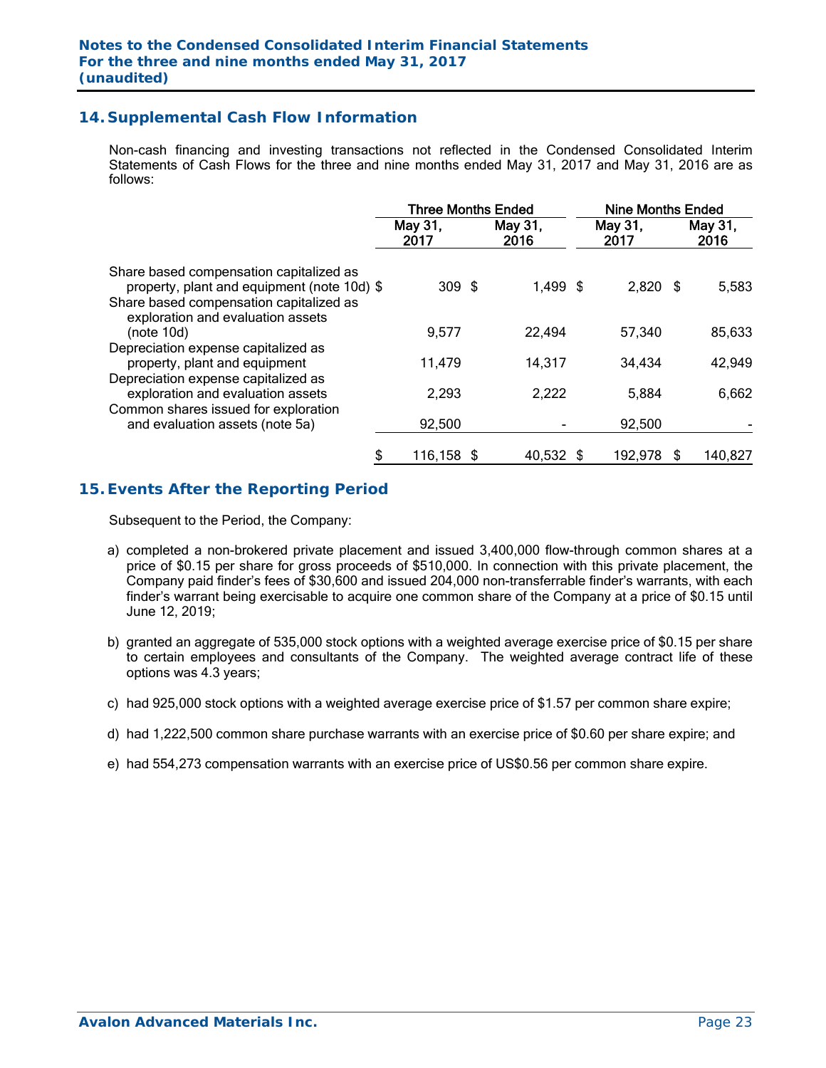## 14. Supplemental Cash Flow Information

Non-cash financing and investing transactions not reflected in the Condensed Consolidated Interim Statements of Cash Flows for the three and nine months ended May 31, 2017 and May 31, 2016 are as follows:

| | Three Months Ended | | Nine Months Ended | |
|---|---|---|---|---|
| | May 31, 2017 | May 31, 2016 | May 31, 2017 | May 31, 2016 |
| Share based compensation capitalized as property, plant and equipment (note 10d) | $ 309 | $ 1,499 | $ 2,820 | $ 5,583 |
| Share based compensation capitalized as exploration and evaluation assets (note 10d) | 9,577 | 22,494 | 57,340 | 85,633 |
| Depreciation expense capitalized as property, plant and equipment | 11,479 | 14,317 | 34,434 | 42,949 |
| Depreciation expense capitalized as exploration and evaluation assets | 2,293 | 2,222 | 5,884 | 6,662 |
| Common shares issued for exploration and evaluation assets (note 5a) | 92,500 | - | 92,500 | - |
| | $ 116,158 | $ 40,532 | $ 192,978 | $ 140,827 |

## 15. Events After the Reporting Period

Subsequent to the Period, the Company:

a) completed a non-brokered private placement and issued 3,400,000 flow-through common shares at a price of $0.15 per share for gross proceeds of $510,000. In connection with this private placement, the Company paid finder's fees of $30,600 and issued 204,000 non-transferrable finder's warrants, with each finder's warrant being exercisable to acquire one common share of the Company at a price of $0.15 until June 12, 2019;

b) granted an aggregate of 535,000 stock options with a weighted average exercise price of $0.15 per share to certain employees and consultants of the Company. The weighted average contract life of these options was 4.3 years;

c) had 925,000 stock options with a weighted average exercise price of $1.57 per common share expire;

d) had 1,222,500 common share purchase warrants with an exercise price of $0.60 per share expire; and

e) had 554,273 compensation warrants with an exercise price of US$0.56 per common share expire.